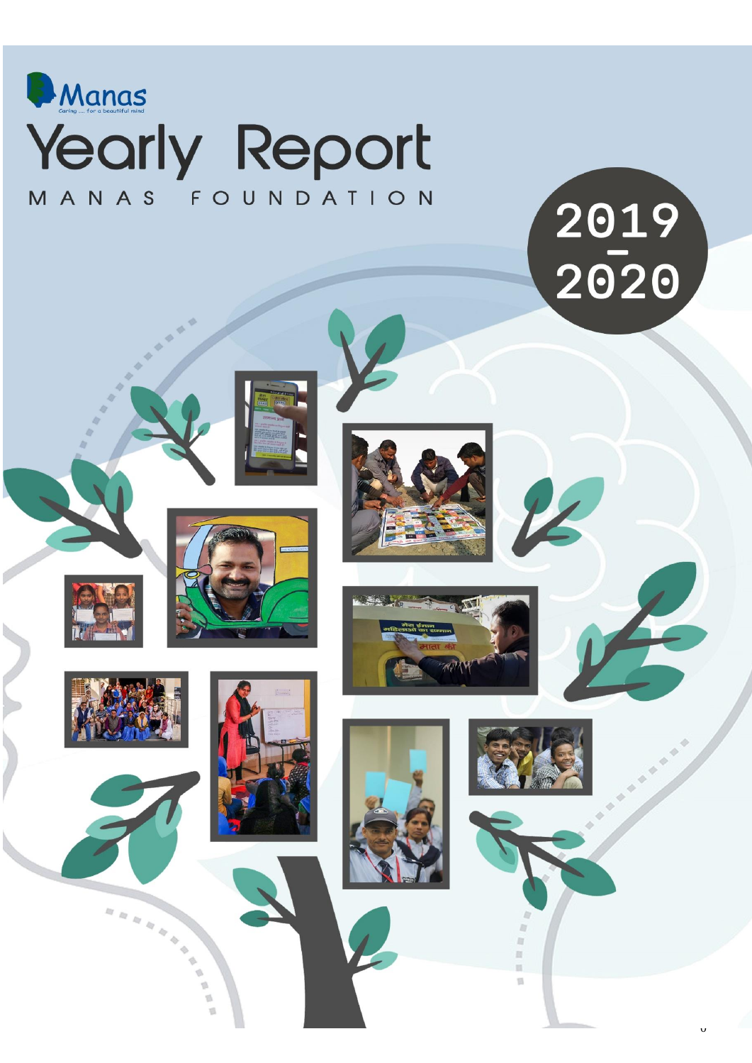Manas

Caring .... for a beautiful mind

# Yearly Report

MANAS FOUNDATION

2019 – 2020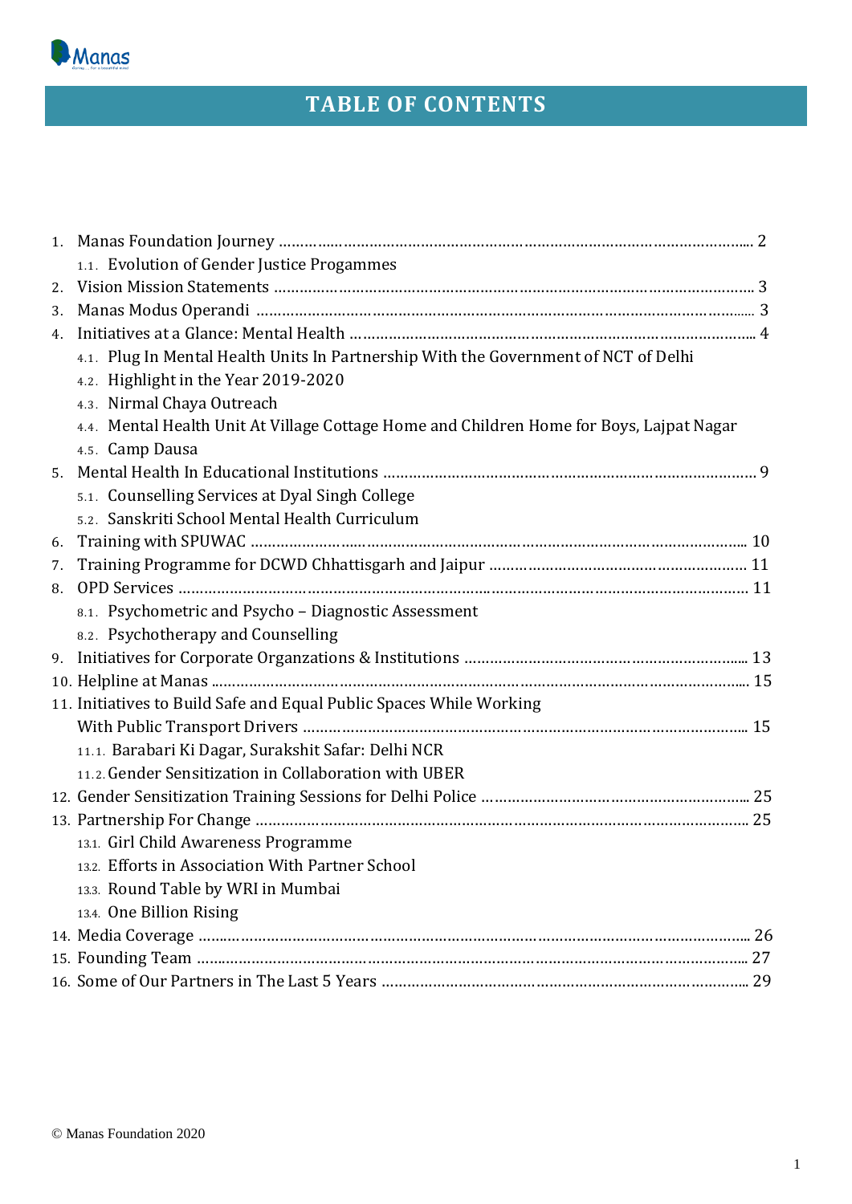# TABLE OF CONTENTS

1. Manas Foundation Journey ........................................................................................................ 2
    1.1. Evolution of Gender Justice Progammes
2. Vision Mission Statements ........................................................................................................ 3
3. Manas Modus Operandi ............................................................................................................ 3
4. Initiatives at a Glance: Mental Health ........................................................................................ 4
    4.1. Plug In Mental Health Units In Partnership With the Government of NCT of Delhi
    4.2. Highlight in the Year 2019-2020
    4.3. Nirmal Chaya Outreach
    4.4. Mental Health Unit At Village Cottage Home and Children Home for Boys, Lajpat Nagar
    4.5. Camp Dausa
5. Mental Health In Educational Institutions ................................................................................. 9
    5.1. Counselling Services at Dyal Singh College
    5.2. Sanskriti School Mental Health Curriculum
6. Training with SPUWAC ............................................................................................................ 10
7. Training Programme for DCWD Chhattisgarh and Jaipur ......................................................... 11
8. OPD Services ............................................................................................................................ 11
    8.1. Psychometric and Psycho – Diagnostic Assessment
    8.2. Psychotherapy and Counselling
9. Initiatives for Corporate Organzations & Institutions .............................................................. 13
10. Helpline at Manas .................................................................................................................... 15
11. Initiatives to Build Safe and Equal Public Spaces While Working With Public Transport Drivers ........................................................................................................ 15
    11.1. Barabari Ki Dagar, Surakshit Safar: Delhi NCR
    11.2. Gender Sensitization in Collaboration with UBER
12. Gender Sensitization Training Sessions for Delhi Police .......................................................... 25
13. Partnership For Change ........................................................................................................... 25
    13.1. Girl Child Awareness Programme
    13.2. Efforts in Association With Partner School
    13.3. Round Table by WRI in Mumbai
    13.4. One Billion Rising
14. Media Coverage ....................................................................................................................... 26
15. Founding Team ........................................................................................................................ 27
16. Some of Our Partners in The Last 5 Years ................................................................................ 29

© Manas Foundation 2020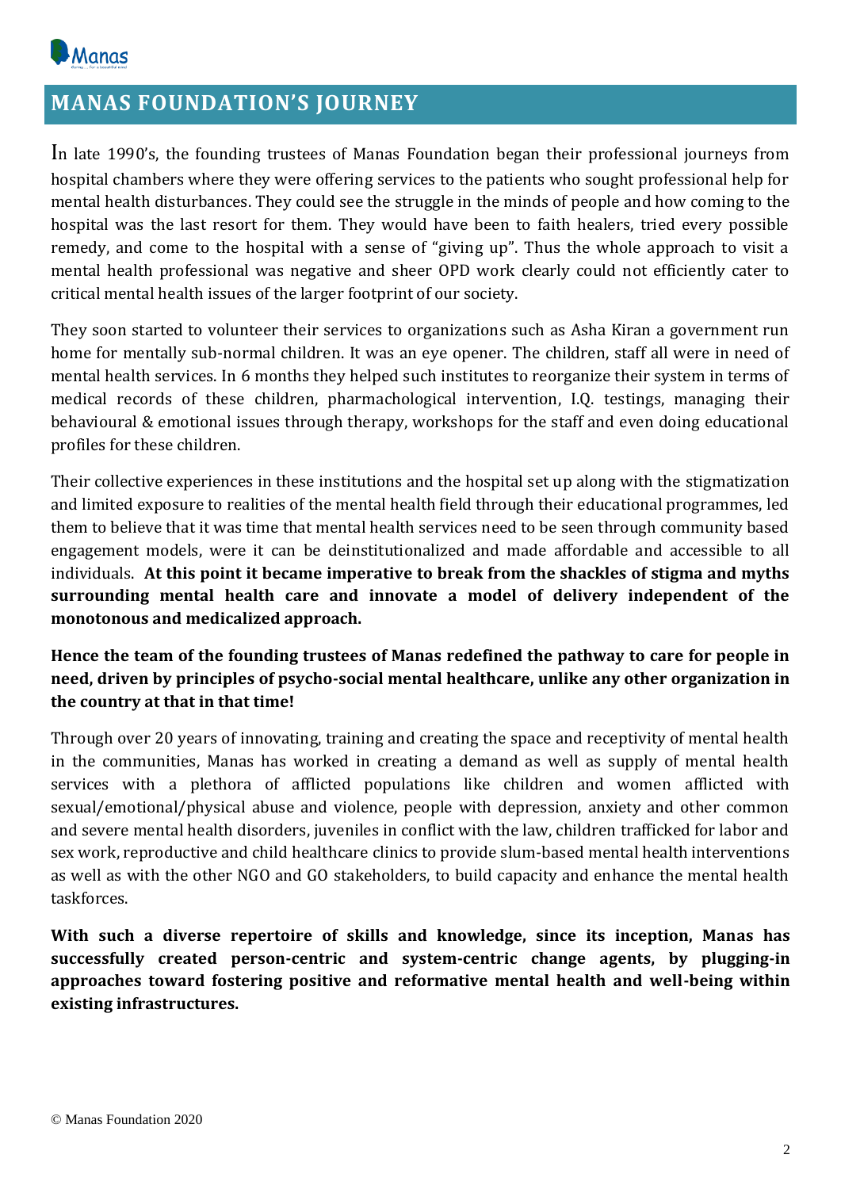## MANAS FOUNDATION'S JOURNEY

In late 1990's, the founding trustees of Manas Foundation began their professional journeys from hospital chambers where they were offering services to the patients who sought professional help for mental health disturbances. They could see the struggle in the minds of people and how coming to the hospital was the last resort for them. They would have been to faith healers, tried every possible remedy, and come to the hospital with a sense of "giving up". Thus the whole approach to visit a mental health professional was negative and sheer OPD work clearly could not efficiently cater to critical mental health issues of the larger footprint of our society.

They soon started to volunteer their services to organizations such as Asha Kiran a government run home for mentally sub-normal children. It was an eye opener. The children, staff all were in need of mental health services. In 6 months they helped such institutes to reorganize their system in terms of medical records of these children, pharmacological intervention, I.Q. testings, managing their behavioural & emotional issues through therapy, workshops for the staff and even doing educational profiles for these children.

Their collective experiences in these institutions and the hospital set up along with the stigmatization and limited exposure to realities of the mental health field through their educational programmes, led them to believe that it was time that mental health services need to be seen through community based engagement models, were it can be deinstitutionalized and made affordable and accessible to all individuals. **At this point it became imperative to break from the shackles of stigma and myths surrounding mental health care and innovate a model of delivery independent of the monotonous and medicalized approach.**

**Hence the team of the founding trustees of Manas redefined the pathway to care for people in need, driven by principles of psycho-social mental healthcare, unlike any other organization in the country at that in that time!**

Through over 20 years of innovating, training and creating the space and receptivity of mental health in the communities, Manas has worked in creating a demand as well as supply of mental health services with a plethora of afflicted populations like children and women afflicted with sexual/emotional/physical abuse and violence, people with depression, anxiety and other common and severe mental health disorders, juveniles in conflict with the law, children trafficked for labor and sex work, reproductive and child healthcare clinics to provide slum-based mental health interventions as well as with the other NGO and GO stakeholders, to build capacity and enhance the mental health taskforces.

**With such a diverse repertoire of skills and knowledge, since its inception, Manas has successfully created person-centric and system-centric change agents, by plugging-in approaches toward fostering positive and reformative mental health and well-being within existing infrastructures.**

© Manas Foundation 2020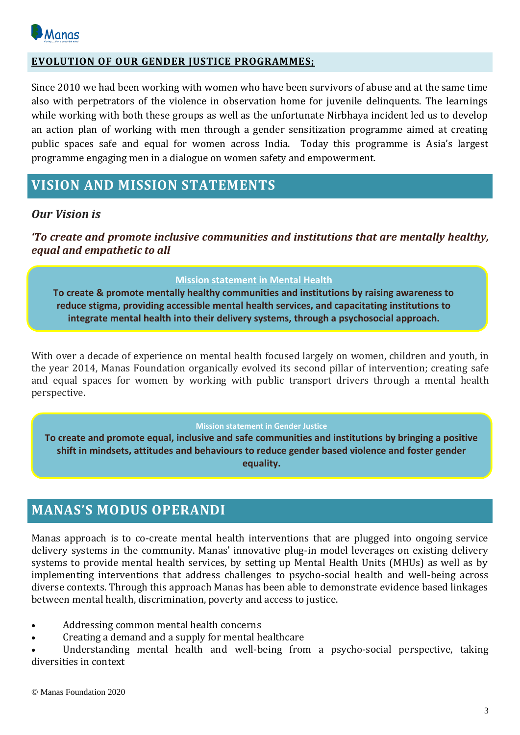## EVOLUTION OF OUR GENDER JUSTICE PROGRAMMES;

Since 2010 we had been working with women who have been survivors of abuse and at the same time also with perpetrators of the violence in observation home for juvenile delinquents. The learnings while working with both these groups as well as the unfortunate Nirbhaya incident led us to develop an action plan of working with men through a gender sensitization programme aimed at creating public spaces safe and equal for women across India. Today this programme is Asia's largest programme engaging men in a dialogue on women safety and empowerment.

## VISION AND MISSION STATEMENTS

### *Our Vision is*

***'To create and promote inclusive communities and institutions that are mentally healthy, equal and empathetic to all***

**Mission statement in Mental Health**

**To create & promote mentally healthy communities and institutions by raising awareness to reduce stigma, providing accessible mental health services, and capacitating institutions to integrate mental health into their delivery systems, through a psychosocial approach.**

With over a decade of experience on mental health focused largely on women, children and youth, in the year 2014, Manas Foundation organically evolved its second pillar of intervention; creating safe and equal spaces for women by working with public transport drivers through a mental health perspective.

**Mission statement in Gender Justice**

**To create and promote equal, inclusive and safe communities and institutions by bringing a positive shift in mindsets, attitudes and behaviours to reduce gender based violence and foster gender equality.**

## MANAS'S MODUS OPERANDI

Manas approach is to co-create mental health interventions that are plugged into ongoing service delivery systems in the community. Manas' innovative plug-in model leverages on existing delivery systems to provide mental health services, by setting up Mental Health Units (MHUs) as well as by implementing interventions that address challenges to psycho-social health and well-being across diverse contexts. Through this approach Manas has been able to demonstrate evidence based linkages between mental health, discrimination, poverty and access to justice.

- Addressing common mental health concerns
- Creating a demand and a supply for mental healthcare
- Understanding mental health and well-being from a psycho-social perspective, taking diversities in context

© Manas Foundation 2020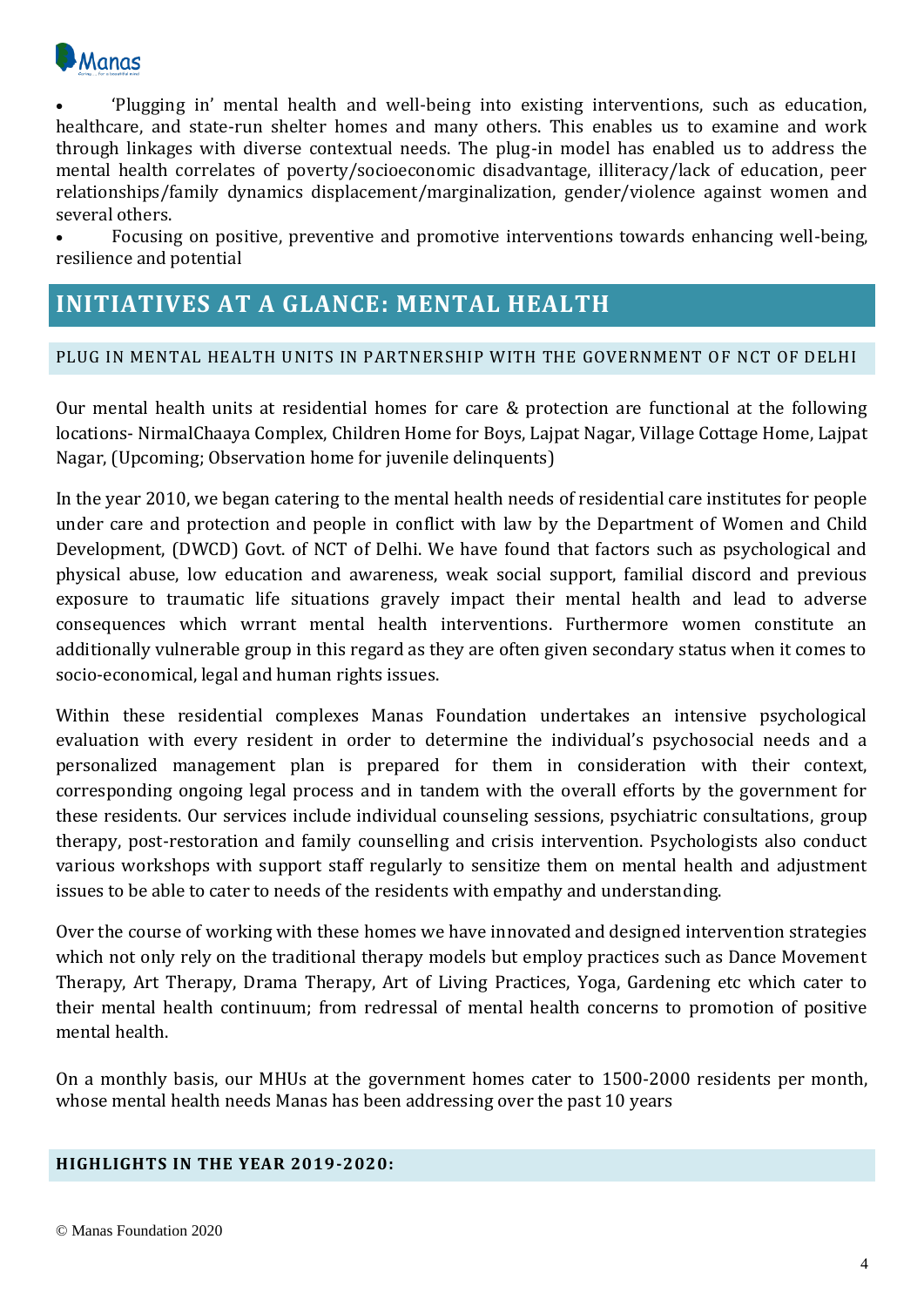- 'Plugging in' mental health and well-being into existing interventions, such as education, healthcare, and state-run shelter homes and many others. This enables us to examine and work through linkages with diverse contextual needs. The plug-in model has enabled us to address the mental health correlates of poverty/socioeconomic disadvantage, illiteracy/lack of education, peer relationships/family dynamics displacement/marginalization, gender/violence against women and several others.
- Focusing on positive, preventive and promotive interventions towards enhancing well-being, resilience and potential

## INITIATIVES AT A GLANCE: MENTAL HEALTH

### PLUG IN MENTAL HEALTH UNITS IN PARTNERSHIP WITH THE GOVERNMENT OF NCT OF DELHI

Our mental health units at residential homes for care & protection are functional at the following locations- NirmalChaaya Complex, Children Home for Boys, Lajpat Nagar, Village Cottage Home, Lajpat Nagar, (Upcoming; Observation home for juvenile delinquents)

In the year 2010, we began catering to the mental health needs of residential care institutes for people under care and protection and people in conflict with law by the Department of Women and Child Development, (DWCD) Govt. of NCT of Delhi. We have found that factors such as psychological and physical abuse, low education and awareness, weak social support, familial discord and previous exposure to traumatic life situations gravely impact their mental health and lead to adverse consequences which wrrant mental health interventions. Furthermore women constitute an additionally vulnerable group in this regard as they are often given secondary status when it comes to socio-economical, legal and human rights issues.

Within these residential complexes Manas Foundation undertakes an intensive psychological evaluation with every resident in order to determine the individual's psychosocial needs and a personalized management plan is prepared for them in consideration with their context, corresponding ongoing legal process and in tandem with the overall efforts by the government for these residents. Our services include individual counseling sessions, psychiatric consultations, group therapy, post-restoration and family counselling and crisis intervention. Psychologists also conduct various workshops with support staff regularly to sensitize them on mental health and adjustment issues to be able to cater to needs of the residents with empathy and understanding.

Over the course of working with these homes we have innovated and designed intervention strategies which not only rely on the traditional therapy models but employ practices such as Dance Movement Therapy, Art Therapy, Drama Therapy, Art of Living Practices, Yoga, Gardening etc which cater to their mental health continuum; from redressal of mental health concerns to promotion of positive mental health.

On a monthly basis, our MHUs at the government homes cater to 1500-2000 residents per month, whose mental health needs Manas has been addressing over the past 10 years

### HIGHLIGHTS IN THE YEAR 2019-2020:

© Manas Foundation 2020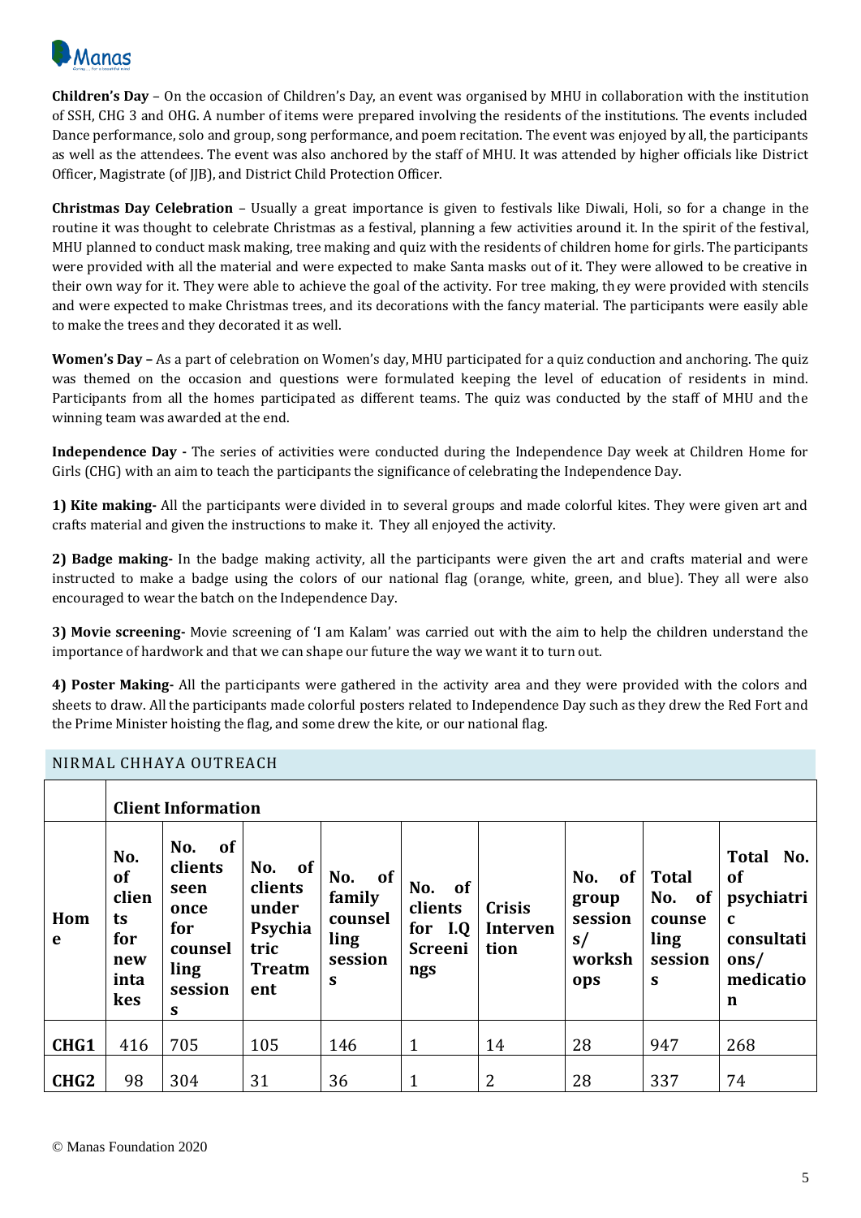**Children's Day** – On the occasion of Children's Day, an event was organised by MHU in collaboration with the institution of SSH, CHG 3 and OHG. A number of items were prepared involving the residents of the institutions. The events included Dance performance, solo and group, song performance, and poem recitation. The event was enjoyed by all, the participants as well as the attendees. The event was also anchored by the staff of MHU. It was attended by higher officials like District Officer, Magistrate (of JJB), and District Child Protection Officer.

**Christmas Day Celebration** – Usually a great importance is given to festivals like Diwali, Holi, so for a change in the routine it was thought to celebrate Christmas as a festival, planning a few activities around it. In the spirit of the festival, MHU planned to conduct mask making, tree making and quiz with the residents of children home for girls. The participants were provided with all the material and were expected to make Santa masks out of it. They were allowed to be creative in their own way for it. They were able to achieve the goal of the activity. For tree making, they were provided with stencils and were expected to make Christmas trees, and its decorations with the fancy material. The participants were easily able to make the trees and they decorated it as well.

**Women's Day –** As a part of celebration on Women's day, MHU participated for a quiz conduction and anchoring. The quiz was themed on the occasion and questions were formulated keeping the level of education of residents in mind. Participants from all the homes participated as different teams. The quiz was conducted by the staff of MHU and the winning team was awarded at the end.

**Independence Day -** The series of activities were conducted during the Independence Day week at Children Home for Girls (CHG) with an aim to teach the participants the significance of celebrating the Independence Day.

**1) Kite making-** All the participants were divided in to several groups and made colorful kites. They were given art and crafts material and given the instructions to make it. They all enjoyed the activity.

**2) Badge making-** In the badge making activity, all the participants were given the art and crafts material and were instructed to make a badge using the colors of our national flag (orange, white, green, and blue). They all were also encouraged to wear the batch on the Independence Day.

**3) Movie screening-** Movie screening of 'I am Kalam' was carried out with the aim to help the children understand the importance of hardwork and that we can shape our future the way we want it to turn out.

**4) Poster Making-** All the participants were gathered in the activity area and they were provided with the colors and sheets to draw. All the participants made colorful posters related to Independence Day such as they drew the Red Fort and the Prime Minister hoisting the flag, and some drew the kite, or our national flag.

## NIRMAL CHHAYA OUTREACH

| | Client Information | | | | | | | | |
|---|---|---|---|---|---|---|---|---|---|
| **Home** | **No. of clients for new intakes** | **No. of clients seen once for counselling sessions** | **No. of clients under Psychiatric Treatment** | **No. of family counselling sessions** | **No. of clients for I.Q Screenings** | **Crisis Intervention** | **No. of group sessions/ workshops** | **Total No. of counselling sessions** | **Total No. of psychiatric consultations/ medication** |
| **CHG1** | 416 | 705 | 105 | 146 | 1 | 14 | 28 | 947 | 268 |
| **CHG2** | 98 | 304 | 31 | 36 | 1 | 2 | 28 | 337 | 74 |

© Manas Foundation 2020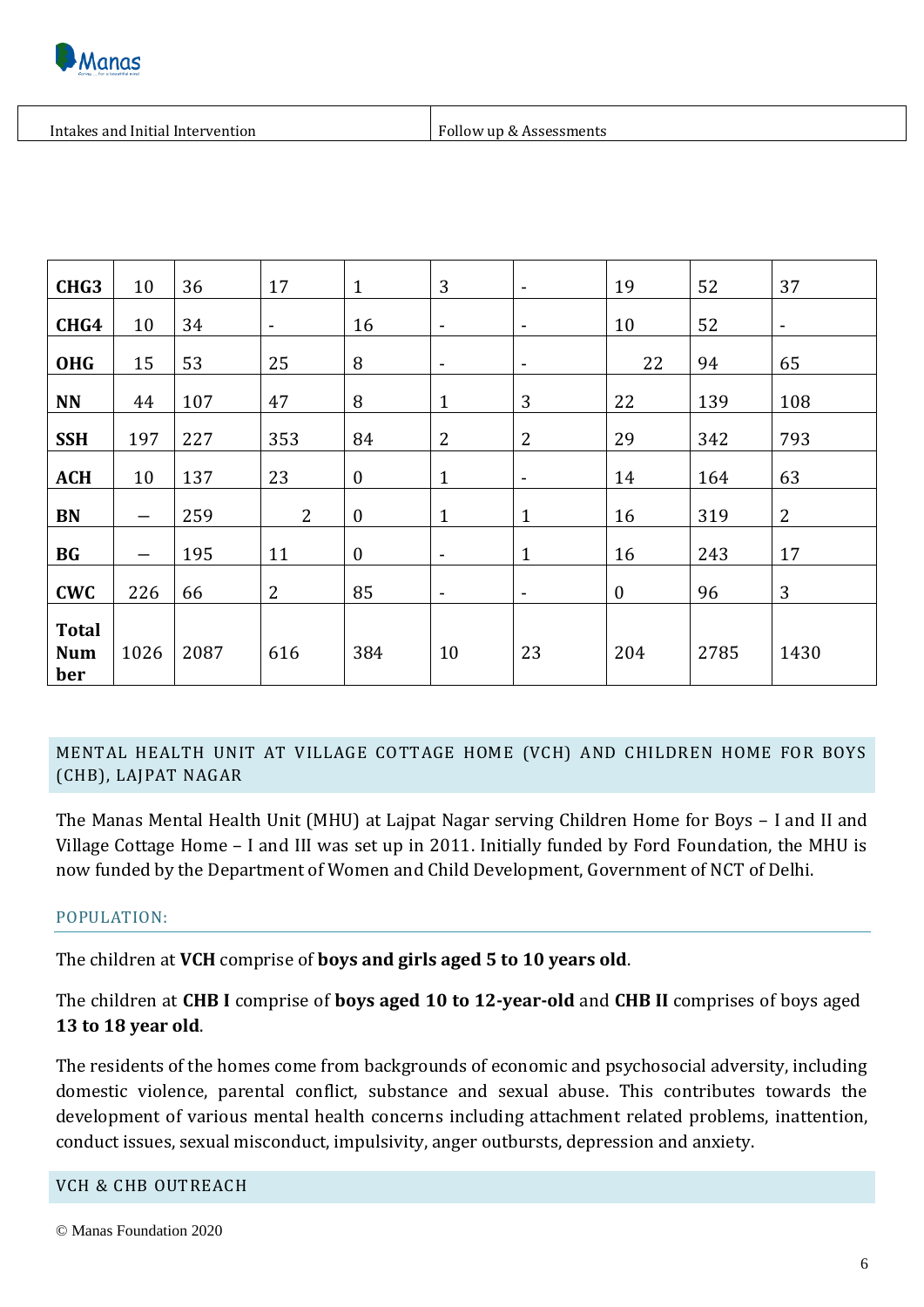| Intakes and Initial Intervention | Follow up & Assessments |
|---|---|

| | | | | | | | | | |
|---|---|---|---|---|---|---|---|---|---|
| **CHG3** | 10 | 36 | 17 | 1 | 3 | - | 19 | 52 | 37 |
| **CHG4** | 10 | 34 | - | 16 | - | - | 10 | 52 | - |
| **OHG** | 15 | 53 | 25 | 8 | - | - | 22 | 94 | 65 |
| **NN** | 44 | 107 | 47 | 8 | 1 | 3 | 22 | 139 | 108 |
| **SSH** | 197 | 227 | 353 | 84 | 2 | 2 | 29 | 342 | 793 |
| **ACH** | 10 | 137 | 23 | 0 | 1 | - | 14 | 164 | 63 |
| **BN** | – | 259 | 2 | 0 | 1 | 1 | 16 | 319 | 2 |
| **BG** | – | 195 | 11 | 0 | - | 1 | 16 | 243 | 17 |
| **CWC** | 226 | 66 | 2 | 85 | - | - | 0 | 96 | 3 |
| **Total Number** | 1026 | 2087 | 616 | 384 | 10 | 23 | 204 | 2785 | 1430 |

## MENTAL HEALTH UNIT AT VILLAGE COTTAGE HOME (VCH) AND CHILDREN HOME FOR BOYS (CHB), LAJPAT NAGAR

The Manas Mental Health Unit (MHU) at Lajpat Nagar serving Children Home for Boys – I and II and Village Cottage Home – I and III was set up in 2011. Initially funded by Ford Foundation, the MHU is now funded by the Department of Women and Child Development, Government of NCT of Delhi.

### POPULATION:

The children at **VCH** comprise of **boys and girls aged 5 to 10 years old**.

The children at **CHB I** comprise of **boys aged 10 to 12-year-old** and **CHB II** comprises of boys aged **13 to 18 year old**.

The residents of the homes come from backgrounds of economic and psychosocial adversity, including domestic violence, parental conflict, substance and sexual abuse. This contributes towards the development of various mental health concerns including attachment related problems, inattention, conduct issues, sexual misconduct, impulsivity, anger outbursts, depression and anxiety.

## VCH & CHB OUTREACH

© Manas Foundation 2020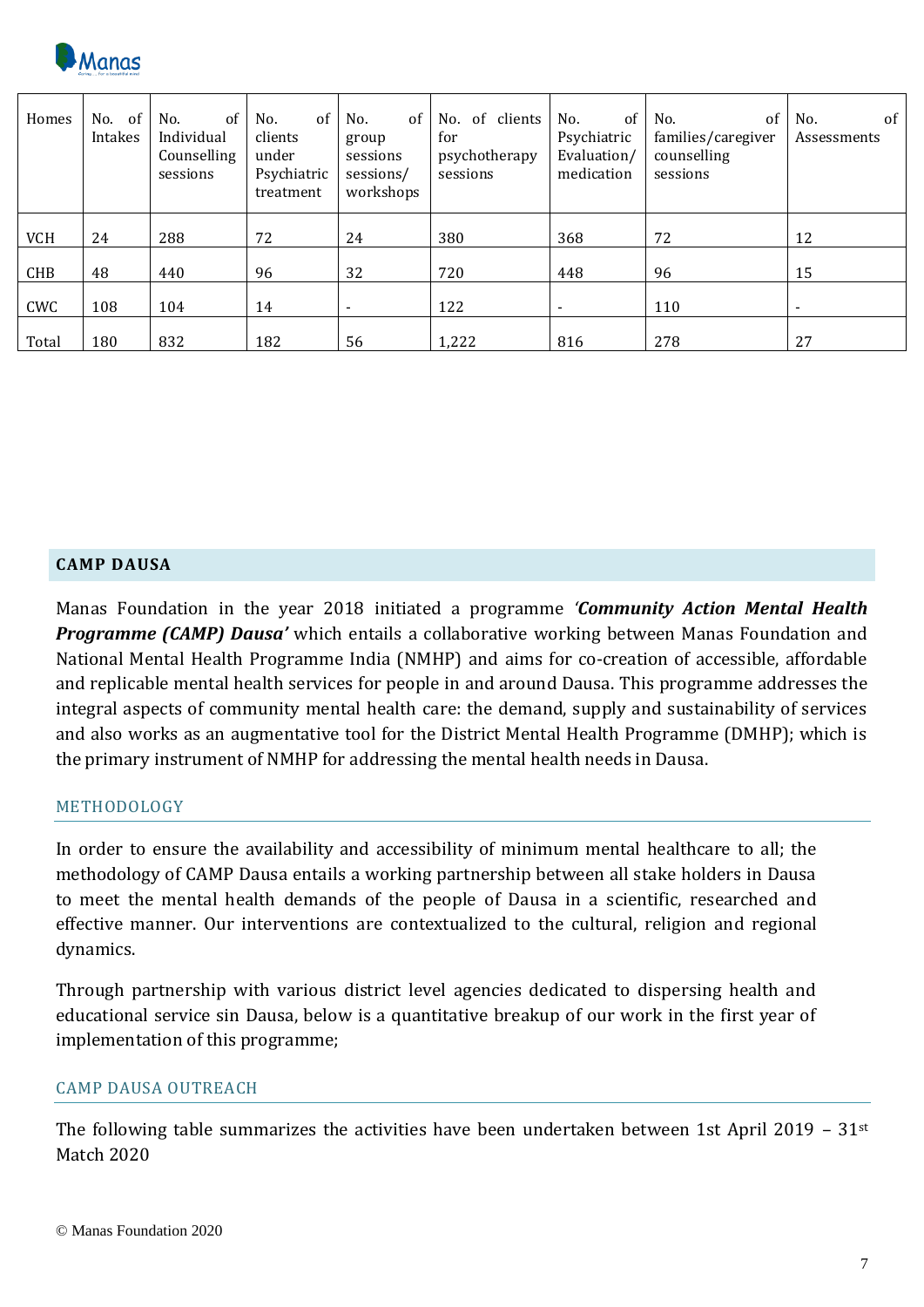| Homes | No. of Intakes | No. of Individual Counselling sessions | No. of clients under Psychiatric treatment | No. of group sessions sessions/ workshops | No. of clients for psychotherapy sessions | No. of Psychiatric Evaluation/ medication | No. of families/caregiver counselling sessions | No. of Assessments |
|---|---|---|---|---|---|---|---|---|
| VCH | 24 | 288 | 72 | 24 | 380 | 368 | 72 | 12 |
| CHB | 48 | 440 | 96 | 32 | 720 | 448 | 96 | 15 |
| CWC | 108 | 104 | 14 | - | 122 | - | 110 | - |
| Total | 180 | 832 | 182 | 56 | 1,222 | 816 | 278 | 27 |

## CAMP DAUSA

Manas Foundation in the year 2018 initiated a programme *'**Community Action Mental Health Programme (CAMP) Dausa**'* which entails a collaborative working between Manas Foundation and National Mental Health Programme India (NMHP) and aims for co-creation of accessible, affordable and replicable mental health services for people in and around Dausa. This programme addresses the integral aspects of community mental health care: the demand, supply and sustainability of services and also works as an augmentative tool for the District Mental Health Programme (DMHP); which is the primary instrument of NMHP for addressing the mental health needs in Dausa.

### METHODOLOGY

In order to ensure the availability and accessibility of minimum mental healthcare to all; the methodology of CAMP Dausa entails a working partnership between all stake holders in Dausa to meet the mental health demands of the people of Dausa in a scientific, researched and effective manner. Our interventions are contextualized to the cultural, religion and regional dynamics.

Through partnership with various district level agencies dedicated to dispersing health and educational service sin Dausa, below is a quantitative breakup of our work in the first year of implementation of this programme;

### CAMP DAUSA OUTREACH

The following table summarizes the activities have been undertaken between 1st April 2019 – 31st Match 2020

© Manas Foundation 2020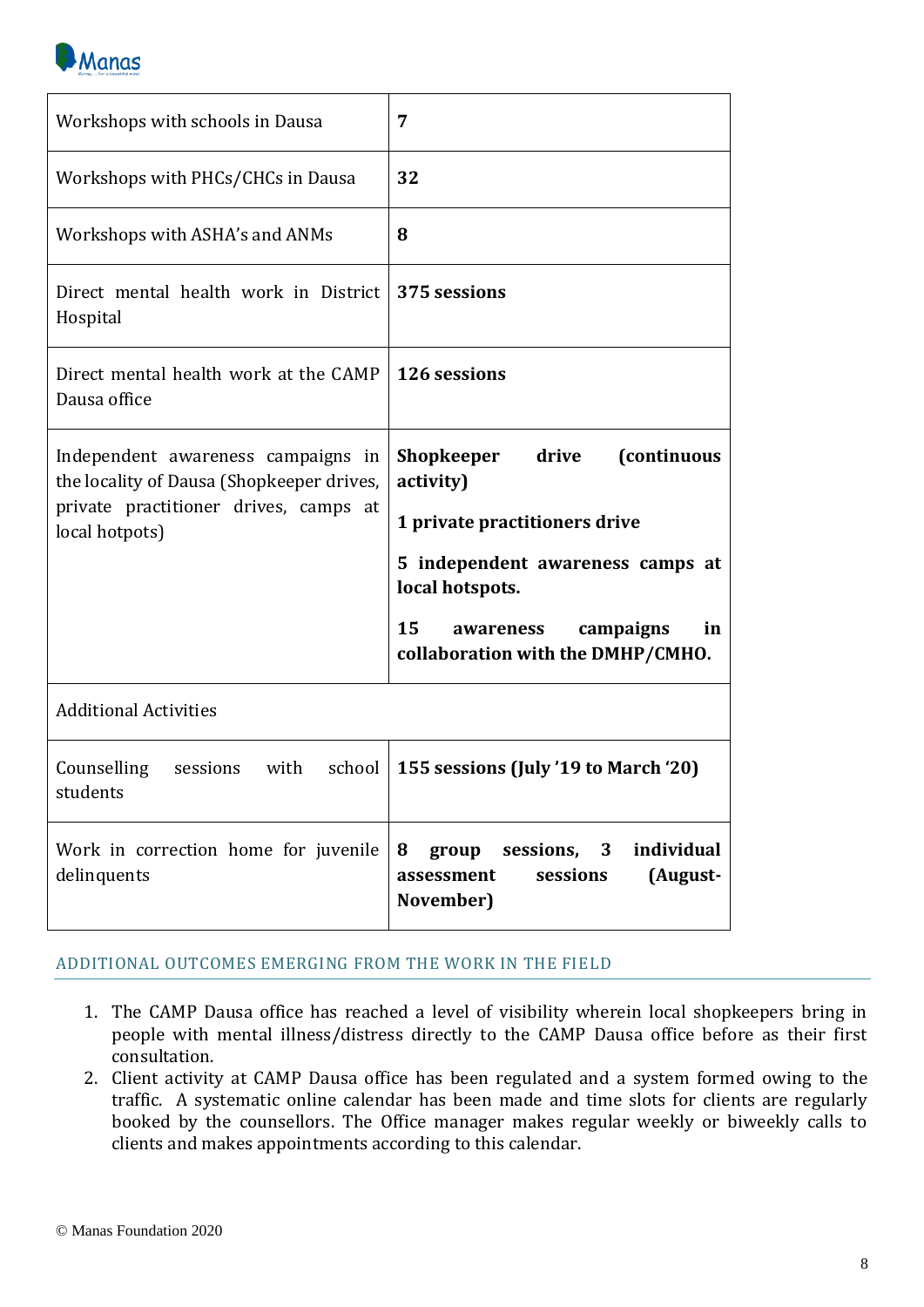| | |
|---|---|
| Workshops with schools in Dausa | **7** |
| Workshops with PHCs/CHCs in Dausa | **32** |
| Workshops with ASHA's and ANMs | **8** |
| Direct mental health work in District Hospital | **375 sessions** |
| Direct mental health work at the CAMP Dausa office | **126 sessions** |
| Independent awareness campaigns in the locality of Dausa (Shopkeeper drives, private practitioner drives, camps at local hotpots) | **Shopkeeper drive (continuous activity)**<br><br>**1 private practitioners drive**<br><br>**5 independent awareness camps at local hotspots.**<br><br>**15 awareness campaigns in collaboration with the DMHP/CMHO.** |
| Additional Activities | |
| Counselling sessions with school students | **155 sessions (July '19 to March '20)** |
| Work in correction home for juvenile delinquents | **8 group sessions, 3 individual assessment sessions (August-November)** |

## ADDITIONAL OUTCOMES EMERGING FROM THE WORK IN THE FIELD

1. The CAMP Dausa office has reached a level of visibility wherein local shopkeepers bring in people with mental illness/distress directly to the CAMP Dausa office before as their first consultation.
2. Client activity at CAMP Dausa office has been regulated and a system formed owing to the traffic. A systematic online calendar has been made and time slots for clients are regularly booked by the counsellors. The Office manager makes regular weekly or biweekly calls to clients and makes appointments according to this calendar.

© Manas Foundation 2020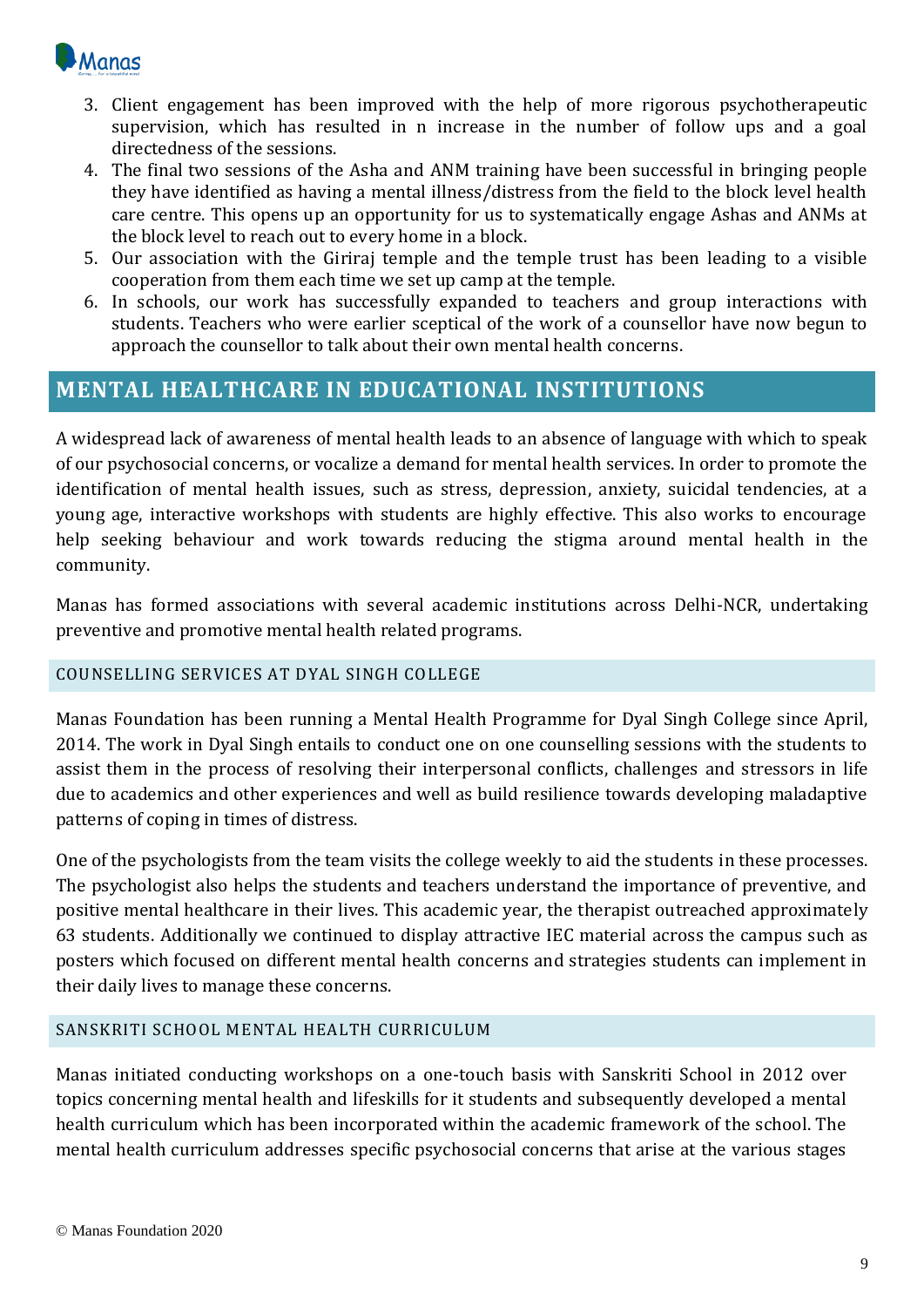3. Client engagement has been improved with the help of more rigorous psychotherapeutic supervision, which has resulted in n increase in the number of follow ups and a goal directedness of the sessions.
4. The final two sessions of the Asha and ANM training have been successful in bringing people they have identified as having a mental illness/distress from the field to the block level health care centre. This opens up an opportunity for us to systematically engage Ashas and ANMs at the block level to reach out to every home in a block.
5. Our association with the Giriraj temple and the temple trust has been leading to a visible cooperation from them each time we set up camp at the temple.
6. In schools, our work has successfully expanded to teachers and group interactions with students. Teachers who were earlier sceptical of the work of a counsellor have now begun to approach the counsellor to talk about their own mental health concerns.

## MENTAL HEALTHCARE IN EDUCATIONAL INSTITUTIONS

A widespread lack of awareness of mental health leads to an absence of language with which to speak of our psychosocial concerns, or vocalize a demand for mental health services. In order to promote the identification of mental health issues, such as stress, depression, anxiety, suicidal tendencies, at a young age, interactive workshops with students are highly effective. This also works to encourage help seeking behaviour and work towards reducing the stigma around mental health in the community.

Manas has formed associations with several academic institutions across Delhi-NCR, undertaking preventive and promotive mental health related programs.

### COUNSELLING SERVICES AT DYAL SINGH COLLEGE

Manas Foundation has been running a Mental Health Programme for Dyal Singh College since April, 2014. The work in Dyal Singh entails to conduct one on one counselling sessions with the students to assist them in the process of resolving their interpersonal conflicts, challenges and stressors in life due to academics and other experiences and well as build resilience towards developing maladaptive patterns of coping in times of distress.

One of the psychologists from the team visits the college weekly to aid the students in these processes. The psychologist also helps the students and teachers understand the importance of preventive, and positive mental healthcare in their lives. This academic year, the therapist outreached approximately 63 students. Additionally we continued to display attractive IEC material across the campus such as posters which focused on different mental health concerns and strategies students can implement in their daily lives to manage these concerns.

### SANSKRITI SCHOOL MENTAL HEALTH CURRICULUM

Manas initiated conducting workshops on a one-touch basis with Sanskriti School in 2012 over topics concerning mental health and lifeskills for it students and subsequently developed a mental health curriculum which has been incorporated within the academic framework of the school. The mental health curriculum addresses specific psychosocial concerns that arise at the various stages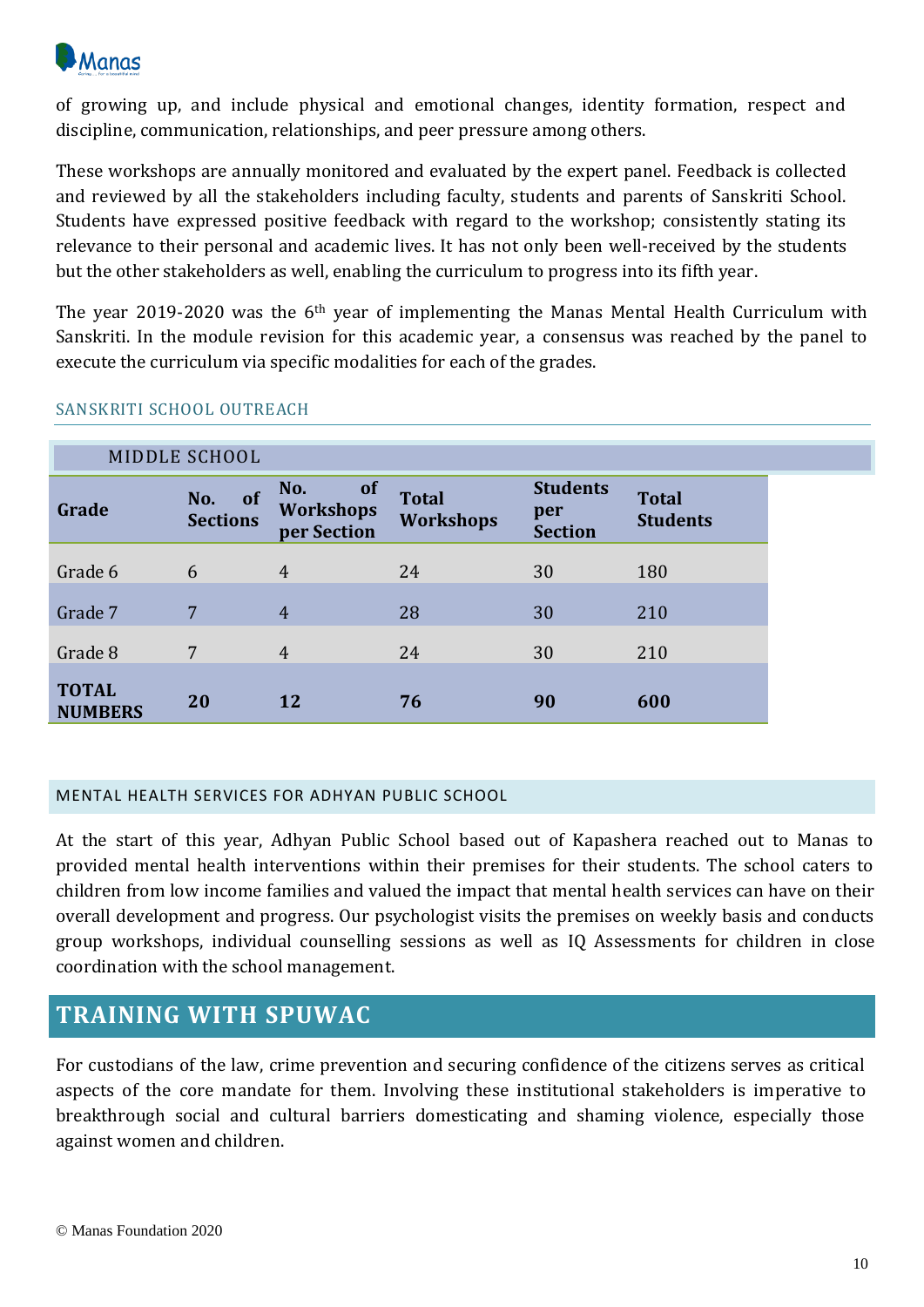of growing up, and include physical and emotional changes, identity formation, respect and discipline, communication, relationships, and peer pressure among others.

These workshops are annually monitored and evaluated by the expert panel. Feedback is collected and reviewed by all the stakeholders including faculty, students and parents of Sanskriti School. Students have expressed positive feedback with regard to the workshop; consistently stating its relevance to their personal and academic lives. It has not only been well-received by the students but the other stakeholders as well, enabling the curriculum to progress into its fifth year.

The year 2019-2020 was the 6th year of implementing the Manas Mental Health Curriculum with Sanskriti. In the module revision for this academic year, a consensus was reached by the panel to execute the curriculum via specific modalities for each of the grades.

### SANSKRITI SCHOOL OUTREACH

MIDDLE SCHOOL

| Grade | No. of Sections | No. of Workshops per Section | Total Workshops | Students per Section | Total Students |
|---|---|---|---|---|---|
| Grade 6 | 6 | 4 | 24 | 30 | 180 |
| Grade 7 | 7 | 4 | 28 | 30 | 210 |
| Grade 8 | 7 | 4 | 24 | 30 | 210 |
| **TOTAL NUMBERS** | **20** | **12** | **76** | **90** | **600** |

### MENTAL HEALTH SERVICES FOR ADHYAN PUBLIC SCHOOL

At the start of this year, Adhyan Public School based out of Kapashera reached out to Manas to provided mental health interventions within their premises for their students. The school caters to children from low income families and valued the impact that mental health services can have on their overall development and progress. Our psychologist visits the premises on weekly basis and conducts group workshops, individual counselling sessions as well as IQ Assessments for children in close coordination with the school management.

## TRAINING WITH SPUWAC

For custodians of the law, crime prevention and securing confidence of the citizens serves as critical aspects of the core mandate for them. Involving these institutional stakeholders is imperative to breakthrough social and cultural barriers domesticating and shaming violence, especially those against women and children.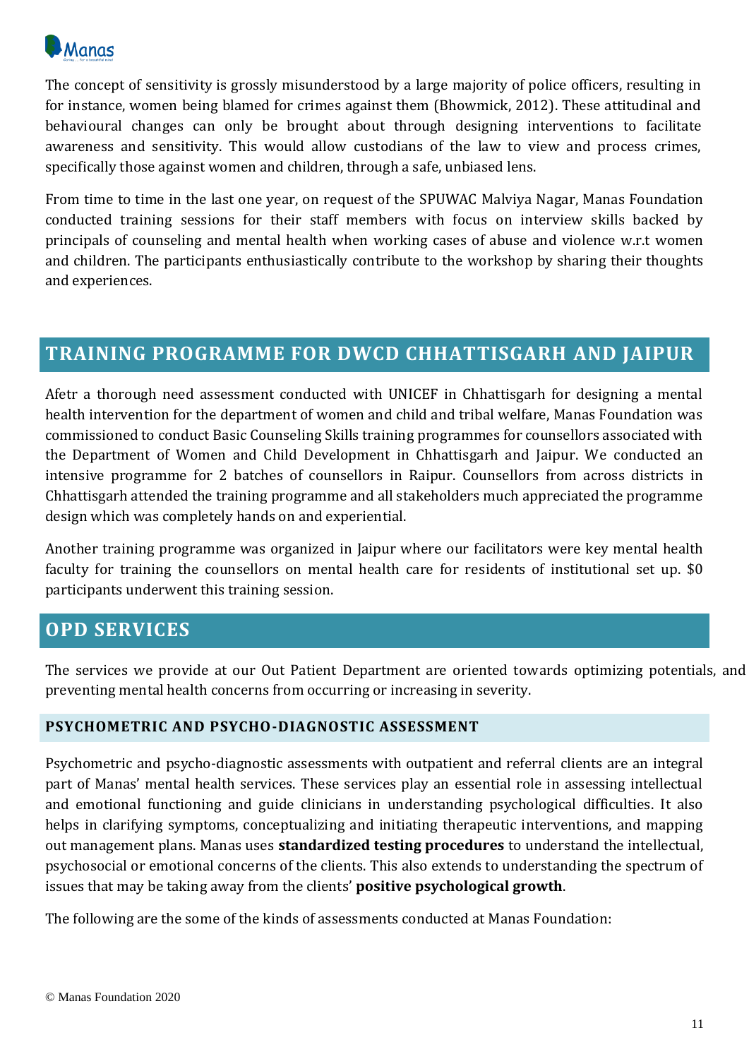The concept of sensitivity is grossly misunderstood by a large majority of police officers, resulting in for instance, women being blamed for crimes against them (Bhowmick, 2012). These attitudinal and behavioural changes can only be brought about through designing interventions to facilitate awareness and sensitivity. This would allow custodians of the law to view and process crimes, specifically those against women and children, through a safe, unbiased lens.

From time to time in the last one year, on request of the SPUWAC Malviya Nagar, Manas Foundation conducted training sessions for their staff members with focus on interview skills backed by principals of counseling and mental health when working cases of abuse and violence w.r.t women and children. The participants enthusiastically contribute to the workshop by sharing their thoughts and experiences.

## TRAINING PROGRAMME FOR DWCD CHHATTISGARH AND JAIPUR

Afetr a thorough need assessment conducted with UNICEF in Chhattisgarh for designing a mental health intervention for the department of women and child and tribal welfare, Manas Foundation was commissioned to conduct Basic Counseling Skills training programmes for counsellors associated with the Department of Women and Child Development in Chhattisgarh and Jaipur. We conducted an intensive programme for 2 batches of counsellors in Raipur. Counsellors from across districts in Chhattisgarh attended the training programme and all stakeholders much appreciated the programme design which was completely hands on and experiential.

Another training programme was organized in Jaipur where our facilitators were key mental health faculty for training the counsellors on mental health care for residents of institutional set up. $0 participants underwent this training session.

## OPD SERVICES

The services we provide at our Out Patient Department are oriented towards optimizing potentials, and preventing mental health concerns from occurring or increasing in severity.

### PSYCHOMETRIC AND PSYCHO-DIAGNOSTIC ASSESSMENT

Psychometric and psycho-diagnostic assessments with outpatient and referral clients are an integral part of Manas' mental health services. These services play an essential role in assessing intellectual and emotional functioning and guide clinicians in understanding psychological difficulties. It also helps in clarifying symptoms, conceptualizing and initiating therapeutic interventions, and mapping out management plans. Manas uses **standardized testing procedures** to understand the intellectual, psychosocial or emotional concerns of the clients. This also extends to understanding the spectrum of issues that may be taking away from the clients' **positive psychological growth**.

The following are the some of the kinds of assessments conducted at Manas Foundation: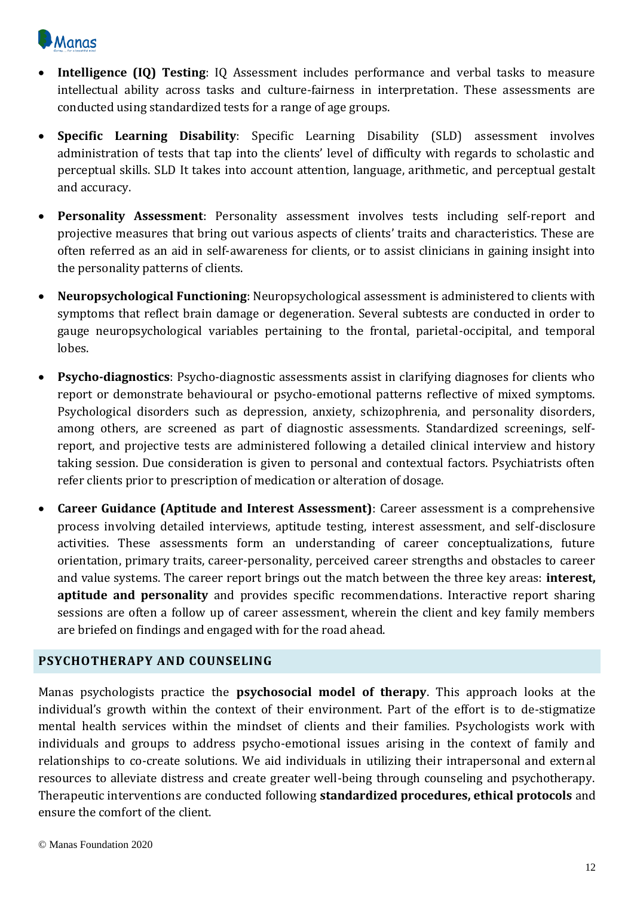- **Intelligence (IQ) Testing**: IQ Assessment includes performance and verbal tasks to measure intellectual ability across tasks and culture-fairness in interpretation. These assessments are conducted using standardized tests for a range of age groups.

- **Specific Learning Disability**: Specific Learning Disability (SLD) assessment involves administration of tests that tap into the clients' level of difficulty with regards to scholastic and perceptual skills. SLD It takes into account attention, language, arithmetic, and perceptual gestalt and accuracy.

- **Personality Assessment**: Personality assessment involves tests including self-report and projective measures that bring out various aspects of clients' traits and characteristics. These are often referred as an aid in self-awareness for clients, or to assist clinicians in gaining insight into the personality patterns of clients.

- **Neuropsychological Functioning**: Neuropsychological assessment is administered to clients with symptoms that reflect brain damage or degeneration. Several subtests are conducted in order to gauge neuropsychological variables pertaining to the frontal, parietal-occipital, and temporal lobes.

- **Psycho-diagnostics**: Psycho-diagnostic assessments assist in clarifying diagnoses for clients who report or demonstrate behavioural or psycho-emotional patterns reflective of mixed symptoms. Psychological disorders such as depression, anxiety, schizophrenia, and personality disorders, among others, are screened as part of diagnostic assessments. Standardized screenings, self-report, and projective tests are administered following a detailed clinical interview and history taking session. Due consideration is given to personal and contextual factors. Psychiatrists often refer clients prior to prescription of medication or alteration of dosage.

- **Career Guidance (Aptitude and Interest Assessment)**: Career assessment is a comprehensive process involving detailed interviews, aptitude testing, interest assessment, and self-disclosure activities. These assessments form an understanding of career conceptualizations, future orientation, primary traits, career-personality, perceived career strengths and obstacles to career and value systems. The career report brings out the match between the three key areas: **interest, aptitude and personality** and provides specific recommendations. Interactive report sharing sessions are often a follow up of career assessment, wherein the client and key family members are briefed on findings and engaged with for the road ahead.

## PSYCHOTHERAPY AND COUNSELING

Manas psychologists practice the **psychosocial model of therapy**. This approach looks at the individual's growth within the context of their environment. Part of the effort is to de-stigmatize mental health services within the mindset of clients and their families. Psychologists work with individuals and groups to address psycho-emotional issues arising in the context of family and relationships to co-create solutions. We aid individuals in utilizing their intrapersonal and external resources to alleviate distress and create greater well-being through counseling and psychotherapy. Therapeutic interventions are conducted following **standardized procedures, ethical protocols** and ensure the comfort of the client.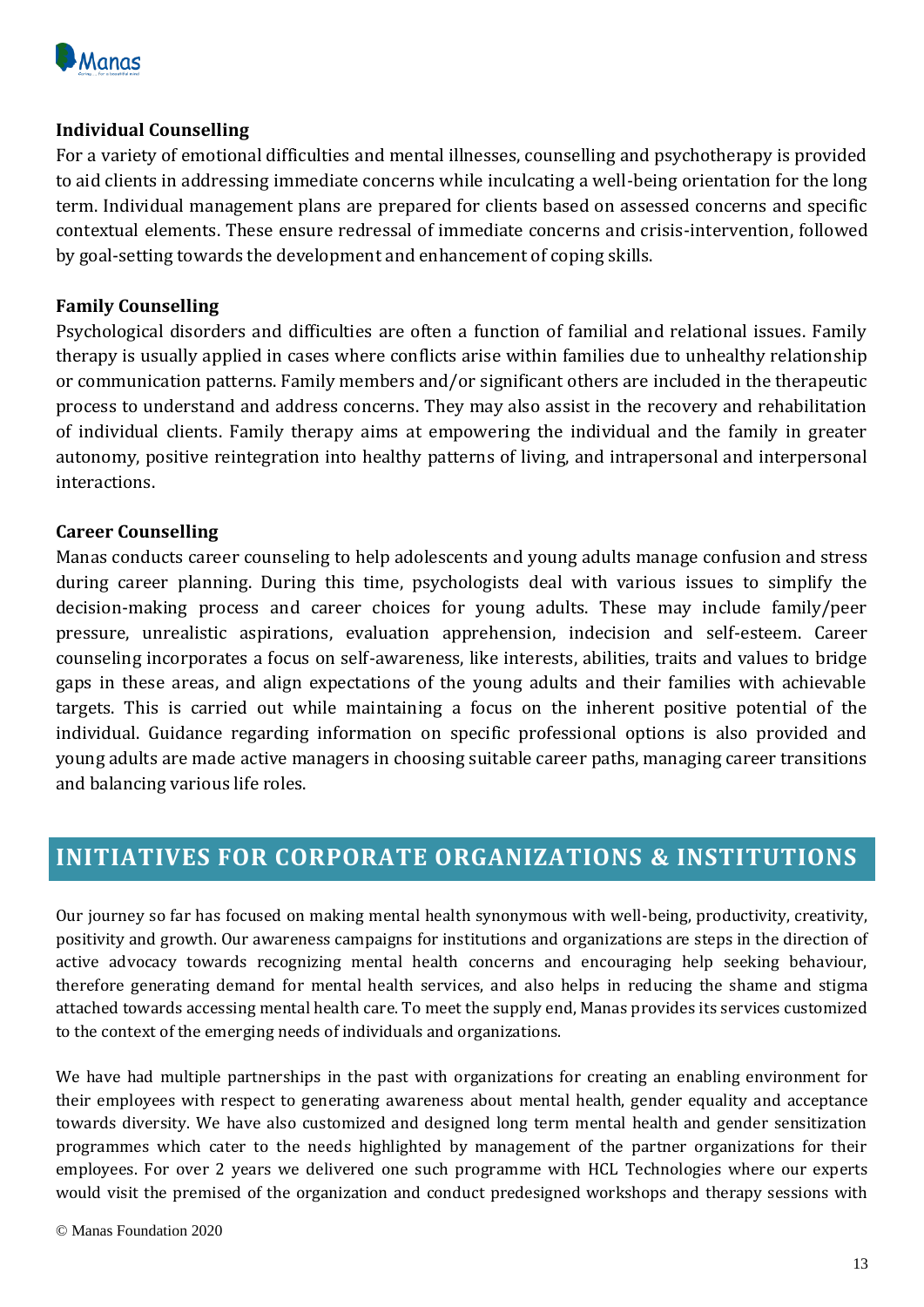### Individual Counselling

For a variety of emotional difficulties and mental illnesses, counselling and psychotherapy is provided to aid clients in addressing immediate concerns while inculcating a well-being orientation for the long term. Individual management plans are prepared for clients based on assessed concerns and specific contextual elements. These ensure redressal of immediate concerns and crisis-intervention, followed by goal-setting towards the development and enhancement of coping skills.

### Family Counselling

Psychological disorders and difficulties are often a function of familial and relational issues. Family therapy is usually applied in cases where conflicts arise within families due to unhealthy relationship or communication patterns. Family members and/or significant others are included in the therapeutic process to understand and address concerns. They may also assist in the recovery and rehabilitation of individual clients. Family therapy aims at empowering the individual and the family in greater autonomy, positive reintegration into healthy patterns of living, and intrapersonal and interpersonal interactions.

### Career Counselling

Manas conducts career counseling to help adolescents and young adults manage confusion and stress during career planning. During this time, psychologists deal with various issues to simplify the decision-making process and career choices for young adults. These may include family/peer pressure, unrealistic aspirations, evaluation apprehension, indecision and self-esteem. Career counseling incorporates a focus on self-awareness, like interests, abilities, traits and values to bridge gaps in these areas, and align expectations of the young adults and their families with achievable targets. This is carried out while maintaining a focus on the inherent positive potential of the individual. Guidance regarding information on specific professional options is also provided and young adults are made active managers in choosing suitable career paths, managing career transitions and balancing various life roles.

## INITIATIVES FOR CORPORATE ORGANIZATIONS & INSTITUTIONS

Our journey so far has focused on making mental health synonymous with well-being, productivity, creativity, positivity and growth. Our awareness campaigns for institutions and organizations are steps in the direction of active advocacy towards recognizing mental health concerns and encouraging help seeking behaviour, therefore generating demand for mental health services, and also helps in reducing the shame and stigma attached towards accessing mental health care. To meet the supply end, Manas provides its services customized to the context of the emerging needs of individuals and organizations.

We have had multiple partnerships in the past with organizations for creating an enabling environment for their employees with respect to generating awareness about mental health, gender equality and acceptance towards diversity. We have also customized and designed long term mental health and gender sensitization programmes which cater to the needs highlighted by management of the partner organizations for their employees. For over 2 years we delivered one such programme with HCL Technologies where our experts would visit the premised of the organization and conduct predesigned workshops and therapy sessions with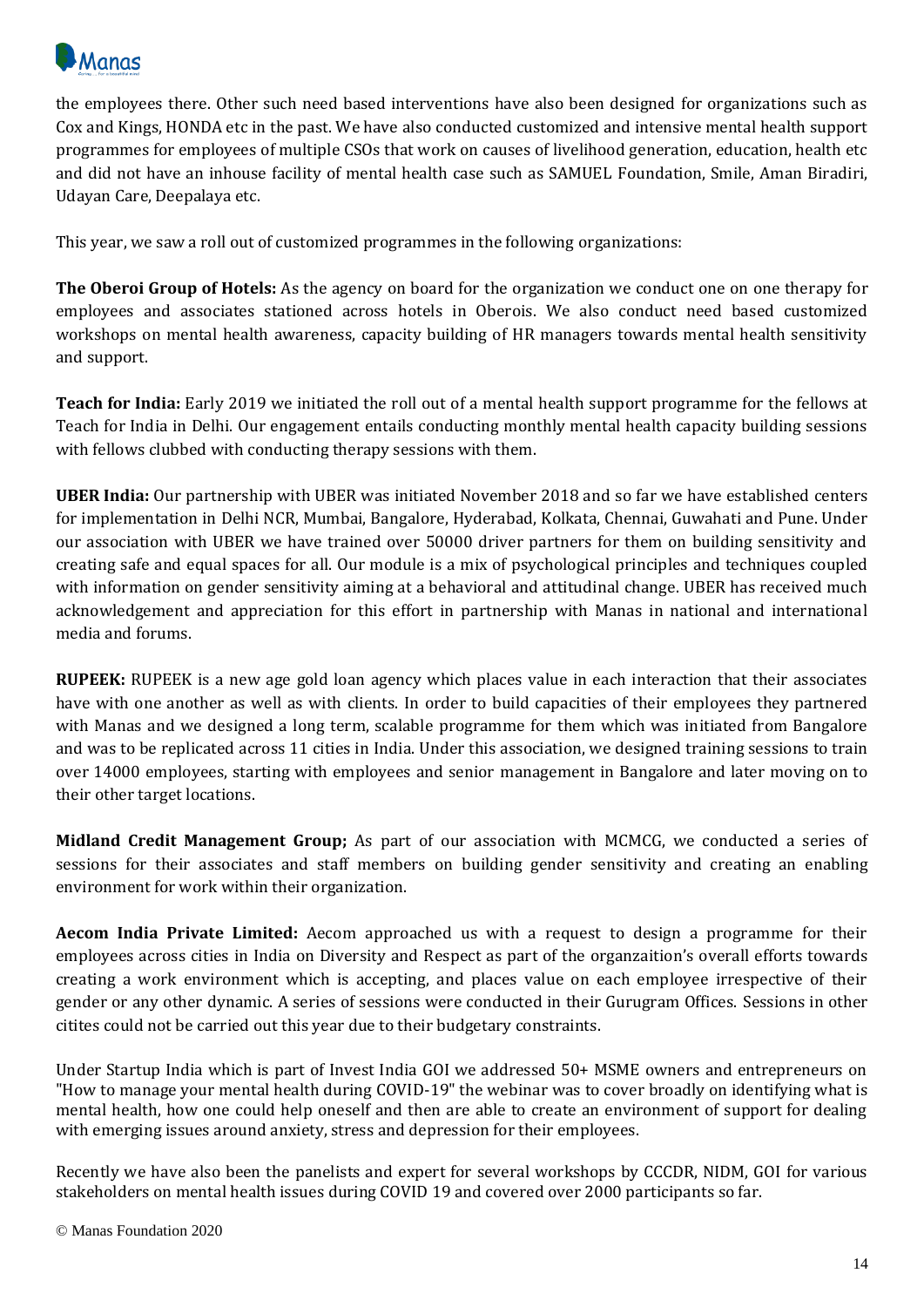the employees there. Other such need based interventions have also been designed for organizations such as Cox and Kings, HONDA etc in the past. We have also conducted customized and intensive mental health support programmes for employees of multiple CSOs that work on causes of livelihood generation, education, health etc and did not have an inhouse facility of mental health case such as SAMUEL Foundation, Smile, Aman Biradiri, Udayan Care, Deepalaya etc.

This year, we saw a roll out of customized programmes in the following organizations:

**The Oberoi Group of Hotels:** As the agency on board for the organization we conduct one on one therapy for employees and associates stationed across hotels in Oberois. We also conduct need based customized workshops on mental health awareness, capacity building of HR managers towards mental health sensitivity and support.

**Teach for India:** Early 2019 we initiated the roll out of a mental health support programme for the fellows at Teach for India in Delhi. Our engagement entails conducting monthly mental health capacity building sessions with fellows clubbed with conducting therapy sessions with them.

**UBER India:** Our partnership with UBER was initiated November 2018 and so far we have established centers for implementation in Delhi NCR, Mumbai, Bangalore, Hyderabad, Kolkata, Chennai, Guwahati and Pune. Under our association with UBER we have trained over 50000 driver partners for them on building sensitivity and creating safe and equal spaces for all. Our module is a mix of psychological principles and techniques coupled with information on gender sensitivity aiming at a behavioral and attitudinal change. UBER has received much acknowledgement and appreciation for this effort in partnership with Manas in national and international media and forums.

**RUPEEK:** RUPEEK is a new age gold loan agency which places value in each interaction that their associates have with one another as well as with clients. In order to build capacities of their employees they partnered with Manas and we designed a long term, scalable programme for them which was initiated from Bangalore and was to be replicated across 11 cities in India. Under this association, we designed training sessions to train over 14000 employees, starting with employees and senior management in Bangalore and later moving on to their other target locations.

**Midland Credit Management Group;** As part of our association with MCMCG, we conducted a series of sessions for their associates and staff members on building gender sensitivity and creating an enabling environment for work within their organization.

**Aecom India Private Limited:** Aecom approached us with a request to design a programme for their employees across cities in India on Diversity and Respect as part of the organzaition's overall efforts towards creating a work environment which is accepting, and places value on each employee irrespective of their gender or any other dynamic. A series of sessions were conducted in their Gurugram Offices. Sessions in other citites could not be carried out this year due to their budgetary constraints.

Under Startup India which is part of Invest India GOI we addressed 50+ MSME owners and entrepreneurs on "How to manage your mental health during COVID-19" the webinar was to cover broadly on identifying what is mental health, how one could help oneself and then are able to create an environment of support for dealing with emerging issues around anxiety, stress and depression for their employees.

Recently we have also been the panelists and expert for several workshops by CCCDR, NIDM, GOI for various stakeholders on mental health issues during COVID 19 and covered over 2000 participants so far.

© Manas Foundation 2020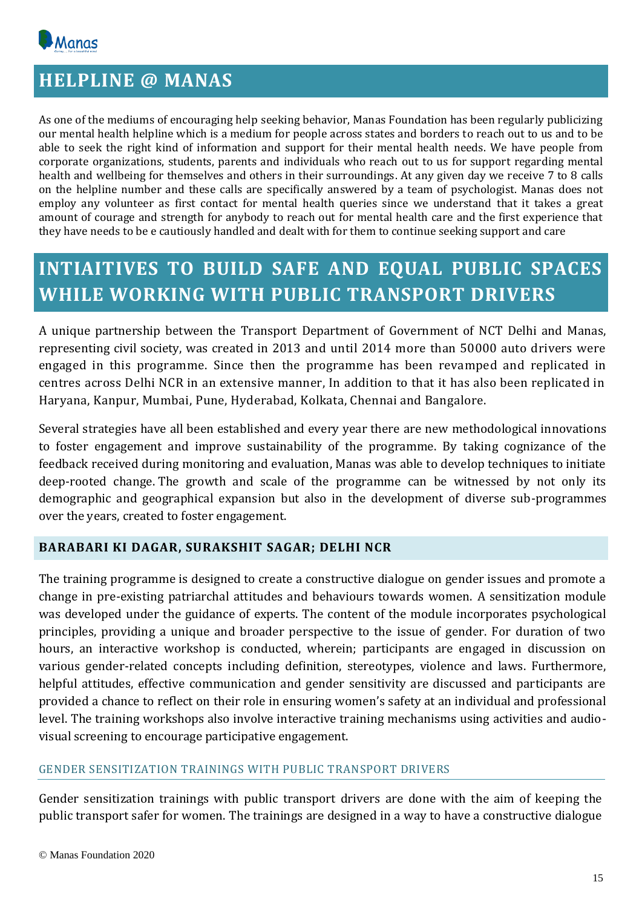## HELPLINE @ MANAS

As one of the mediums of encouraging help seeking behavior, Manas Foundation has been regularly publicizing our mental health helpline which is a medium for people across states and borders to reach out to us and to be able to seek the right kind of information and support for their mental health needs. We have people from corporate organizations, students, parents and individuals who reach out to us for support regarding mental health and wellbeing for themselves and others in their surroundings. At any given day we receive 7 to 8 calls on the helpline number and these calls are specifically answered by a team of psychologist. Manas does not employ any volunteer as first contact for mental health queries since we understand that it takes a great amount of courage and strength for anybody to reach out for mental health care and the first experience that they have needs to be e cautiously handled and dealt with for them to continue seeking support and care

## INTIAITIVES TO BUILD SAFE AND EQUAL PUBLIC SPACES WHILE WORKING WITH PUBLIC TRANSPORT DRIVERS

A unique partnership between the Transport Department of Government of NCT Delhi and Manas, representing civil society, was created in 2013 and until 2014 more than 50000 auto drivers were engaged in this programme. Since then the programme has been revamped and replicated in centres across Delhi NCR in an extensive manner, In addition to that it has also been replicated in Haryana, Kanpur, Mumbai, Pune, Hyderabad, Kolkata, Chennai and Bangalore.

Several strategies have all been established and every year there are new methodological innovations to foster engagement and improve sustainability of the programme. By taking cognizance of the feedback received during monitoring and evaluation, Manas was able to develop techniques to initiate deep-rooted change. The growth and scale of the programme can be witnessed by not only its demographic and geographical expansion but also in the development of diverse sub-programmes over the years, created to foster engagement.

### BARABARI KI DAGAR, SURAKSHIT SAGAR; DELHI NCR

The training programme is designed to create a constructive dialogue on gender issues and promote a change in pre-existing patriarchal attitudes and behaviours towards women. A sensitization module was developed under the guidance of experts. The content of the module incorporates psychological principles, providing a unique and broader perspective to the issue of gender. For duration of two hours, an interactive workshop is conducted, wherein; participants are engaged in discussion on various gender-related concepts including definition, stereotypes, violence and laws. Furthermore, helpful attitudes, effective communication and gender sensitivity are discussed and participants are provided a chance to reflect on their role in ensuring women's safety at an individual and professional level. The training workshops also involve interactive training mechanisms using activities and audio-visual screening to encourage participative engagement.

#### GENDER SENSITIZATION TRAININGS WITH PUBLIC TRANSPORT DRIVERS

Gender sensitization trainings with public transport drivers are done with the aim of keeping the public transport safer for women. The trainings are designed in a way to have a constructive dialogue

© Manas Foundation 2020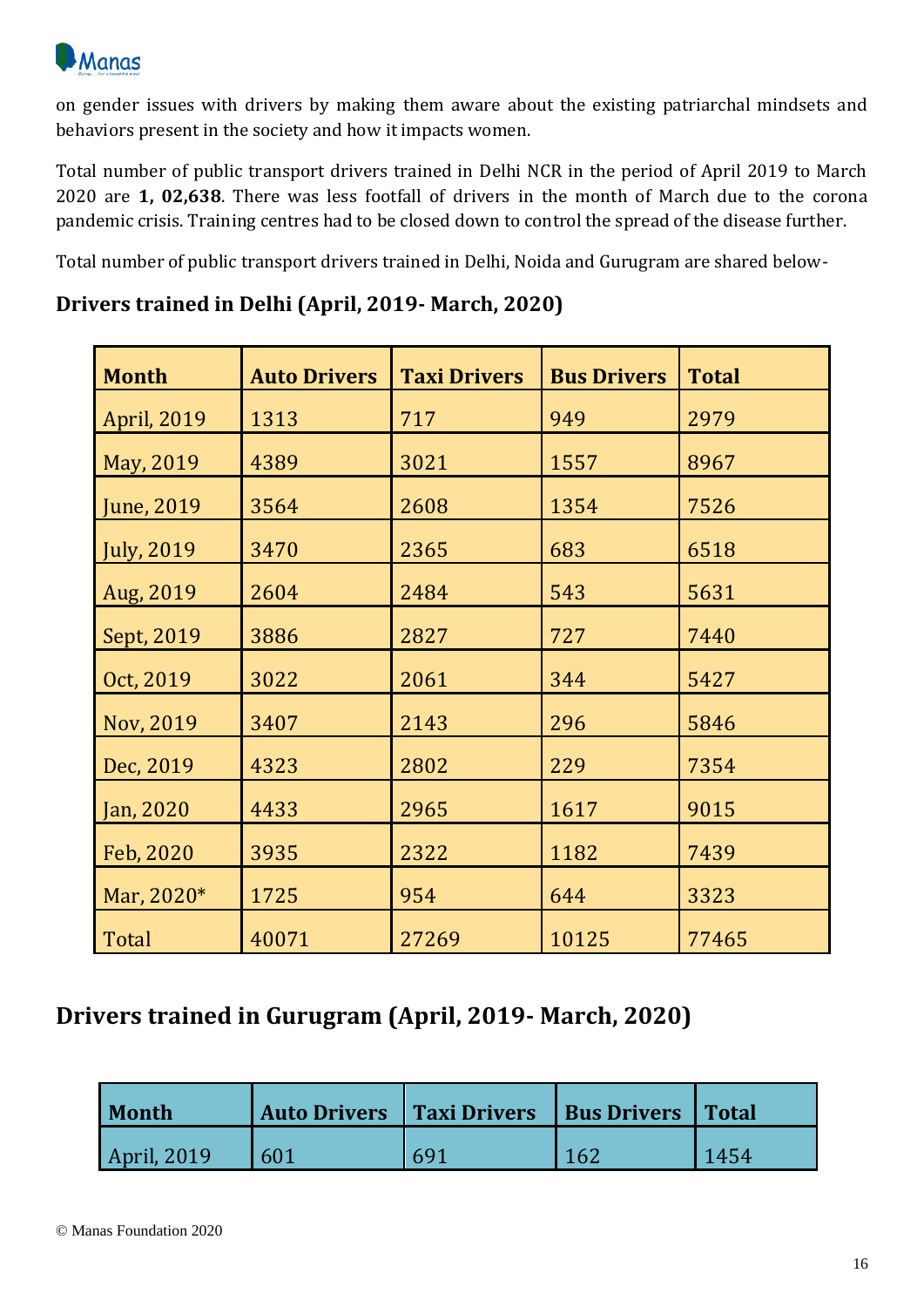on gender issues with drivers by making them aware about the existing patriarchal mindsets and behaviors present in the society and how it impacts women.

Total number of public transport drivers trained in Delhi NCR in the period of April 2019 to March 2020 are **1, 02,638**. There was less footfall of drivers in the month of March due to the corona pandemic crisis. Training centres had to be closed down to control the spread of the disease further.

Total number of public transport drivers trained in Delhi, Noida and Gurugram are shared below-

### Drivers trained in Delhi (April, 2019- March, 2020)

| Month | Auto Drivers | Taxi Drivers | Bus Drivers | Total |
|---|---|---|---|---|
| April, 2019 | 1313 | 717 | 949 | 2979 |
| May, 2019 | 4389 | 3021 | 1557 | 8967 |
| June, 2019 | 3564 | 2608 | 1354 | 7526 |
| July, 2019 | 3470 | 2365 | 683 | 6518 |
| Aug, 2019 | 2604 | 2484 | 543 | 5631 |
| Sept, 2019 | 3886 | 2827 | 727 | 7440 |
| Oct, 2019 | 3022 | 2061 | 344 | 5427 |
| Nov, 2019 | 3407 | 2143 | 296 | 5846 |
| Dec, 2019 | 4323 | 2802 | 229 | 7354 |
| Jan, 2020 | 4433 | 2965 | 1617 | 9015 |
| Feb, 2020 | 3935 | 2322 | 1182 | 7439 |
| Mar, 2020* | 1725 | 954 | 644 | 3323 |
| Total | 40071 | 27269 | 10125 | 77465 |

## Drivers trained in Gurugram (April, 2019- March, 2020)

| Month | Auto Drivers | Taxi Drivers | Bus Drivers | Total |
|---|---|---|---|---|
| April, 2019 | 601 | 691 | 162 | 1454 |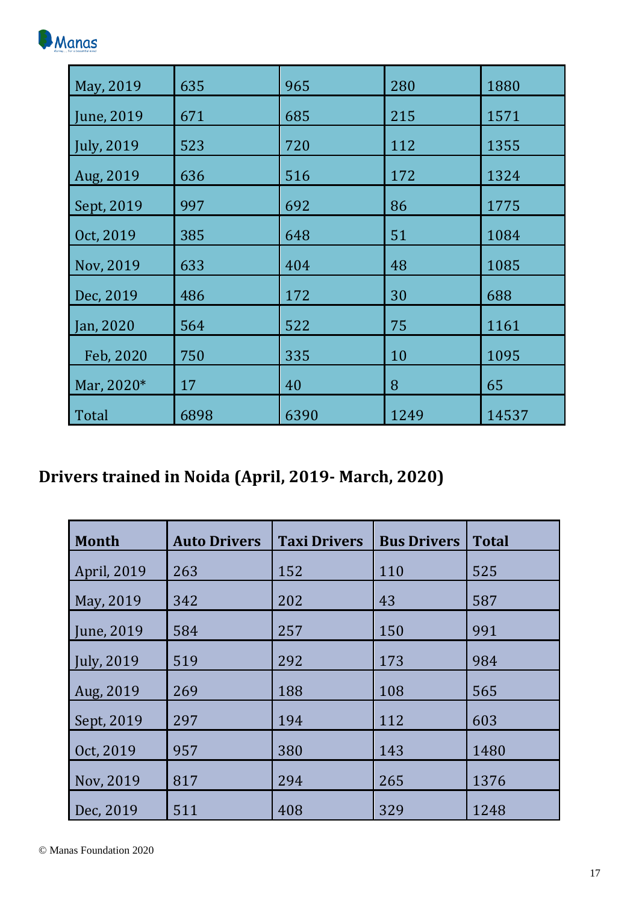| | | | | |
|---|---|---|---|---|
| May, 2019 | 635 | 965 | 280 | 1880 |
| June, 2019 | 671 | 685 | 215 | 1571 |
| July, 2019 | 523 | 720 | 112 | 1355 |
| Aug, 2019 | 636 | 516 | 172 | 1324 |
| Sept, 2019 | 997 | 692 | 86 | 1775 |
| Oct, 2019 | 385 | 648 | 51 | 1084 |
| Nov, 2019 | 633 | 404 | 48 | 1085 |
| Dec, 2019 | 486 | 172 | 30 | 688 |
| Jan, 2020 | 564 | 522 | 75 | 1161 |
| Feb, 2020 | 750 | 335 | 10 | 1095 |
| Mar, 2020* | 17 | 40 | 8 | 65 |
| Total | 6898 | 6390 | 1249 | 14537 |

## Drivers trained in Noida (April, 2019- March, 2020)

| Month | Auto Drivers | Taxi Drivers | Bus Drivers | Total |
|---|---|---|---|---|
| April, 2019 | 263 | 152 | 110 | 525 |
| May, 2019 | 342 | 202 | 43 | 587 |
| June, 2019 | 584 | 257 | 150 | 991 |
| July, 2019 | 519 | 292 | 173 | 984 |
| Aug, 2019 | 269 | 188 | 108 | 565 |
| Sept, 2019 | 297 | 194 | 112 | 603 |
| Oct, 2019 | 957 | 380 | 143 | 1480 |
| Nov, 2019 | 817 | 294 | 265 | 1376 |
| Dec, 2019 | 511 | 408 | 329 | 1248 |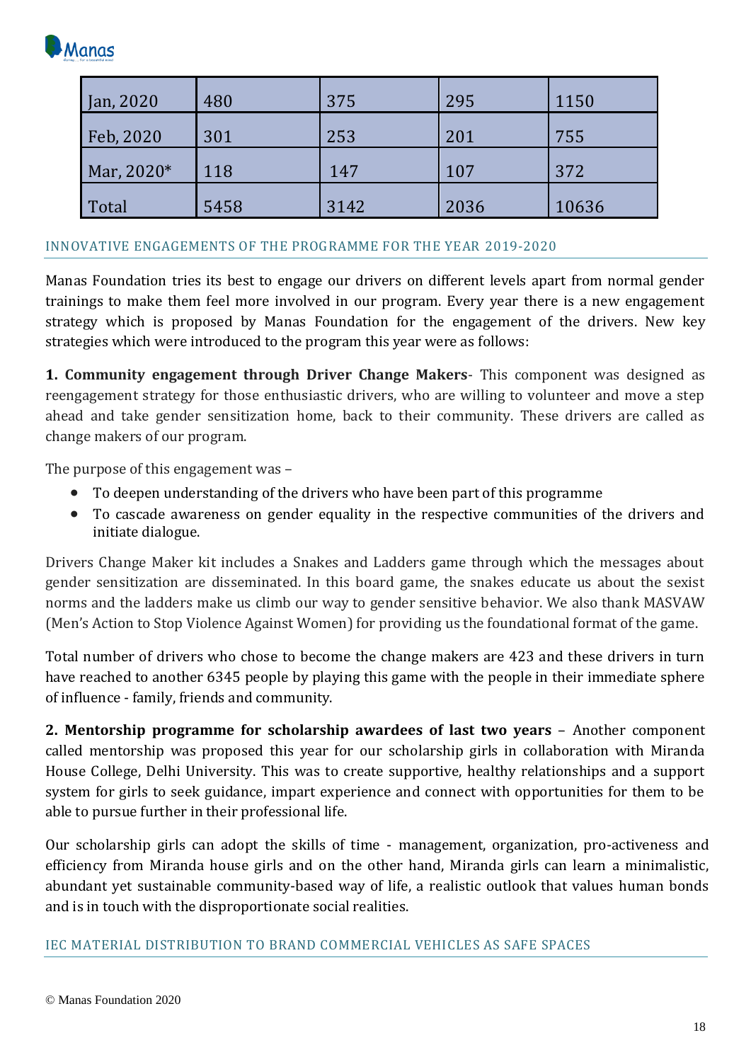| | | | | |
|---|---|---|---|---|
| Jan, 2020 | 480 | 375 | 295 | 1150 |
| Feb, 2020 | 301 | 253 | 201 | 755 |
| Mar, 2020* | 118 | 147 | 107 | 372 |
| Total | 5458 | 3142 | 2036 | 10636 |

## INNOVATIVE ENGAGEMENTS OF THE PROGRAMME FOR THE YEAR 2019-2020

Manas Foundation tries its best to engage our drivers on different levels apart from normal gender trainings to make them feel more involved in our program. Every year there is a new engagement strategy which is proposed by Manas Foundation for the engagement of the drivers. New key strategies which were introduced to the program this year were as follows:

**1. Community engagement through Driver Change Makers**- This component was designed as reengagement strategy for those enthusiastic drivers, who are willing to volunteer and move a step ahead and take gender sensitization home, back to their community. These drivers are called as change makers of our program.

The purpose of this engagement was –

- To deepen understanding of the drivers who have been part of this programme
- To cascade awareness on gender equality in the respective communities of the drivers and initiate dialogue.

Drivers Change Maker kit includes a Snakes and Ladders game through which the messages about gender sensitization are disseminated. In this board game, the snakes educate us about the sexist norms and the ladders make us climb our way to gender sensitive behavior. We also thank MASVAW (Men's Action to Stop Violence Against Women) for providing us the foundational format of the game.

Total number of drivers who chose to become the change makers are 423 and these drivers in turn have reached to another 6345 people by playing this game with the people in their immediate sphere of influence - family, friends and community.

**2. Mentorship programme for scholarship awardees of last two years** – Another component called mentorship was proposed this year for our scholarship girls in collaboration with Miranda House College, Delhi University. This was to create supportive, healthy relationships and a support system for girls to seek guidance, impart experience and connect with opportunities for them to be able to pursue further in their professional life.

Our scholarship girls can adopt the skills of time - management, organization, pro-activeness and efficiency from Miranda house girls and on the other hand, Miranda girls can learn a minimalistic, abundant yet sustainable community-based way of life, a realistic outlook that values human bonds and is in touch with the disproportionate social realities.

## IEC MATERIAL DISTRIBUTION TO BRAND COMMERCIAL VEHICLES AS SAFE SPACES

© Manas Foundation 2020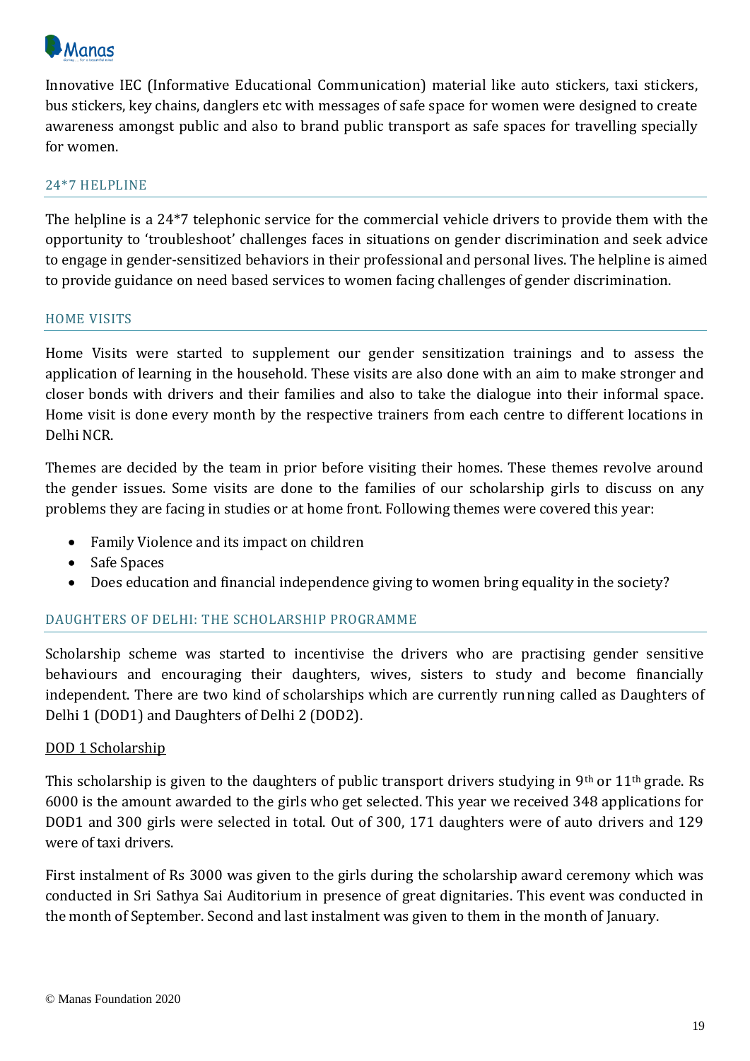Innovative IEC (Informative Educational Communication) material like auto stickers, taxi stickers, bus stickers, key chains, danglers etc with messages of safe space for women were designed to create awareness amongst public and also to brand public transport as safe spaces for travelling specially for women.

## 24*7 HELPLINE

The helpline is a 24*7 telephonic service for the commercial vehicle drivers to provide them with the opportunity to 'troubleshoot' challenges faces in situations on gender discrimination and seek advice to engage in gender-sensitized behaviors in their professional and personal lives. The helpline is aimed to provide guidance on need based services to women facing challenges of gender discrimination.

## HOME VISITS

Home Visits were started to supplement our gender sensitization trainings and to assess the application of learning in the household. These visits are also done with an aim to make stronger and closer bonds with drivers and their families and also to take the dialogue into their informal space. Home visit is done every month by the respective trainers from each centre to different locations in Delhi NCR.

Themes are decided by the team in prior before visiting their homes. These themes revolve around the gender issues. Some visits are done to the families of our scholarship girls to discuss on any problems they are facing in studies or at home front. Following themes were covered this year:

- Family Violence and its impact on children
- Safe Spaces
- Does education and financial independence giving to women bring equality in the society?

## DAUGHTERS OF DELHI: THE SCHOLARSHIP PROGRAMME

Scholarship scheme was started to incentivise the drivers who are practising gender sensitive behaviours and encouraging their daughters, wives, sisters to study and become financially independent. There are two kind of scholarships which are currently running called as Daughters of Delhi 1 (DOD1) and Daughters of Delhi 2 (DOD2).

### DOD 1 Scholarship

This scholarship is given to the daughters of public transport drivers studying in 9th or 11th grade. Rs 6000 is the amount awarded to the girls who get selected. This year we received 348 applications for DOD1 and 300 girls were selected in total. Out of 300, 171 daughters were of auto drivers and 129 were of taxi drivers.

First instalment of Rs 3000 was given to the girls during the scholarship award ceremony which was conducted in Sri Sathya Sai Auditorium in presence of great dignitaries. This event was conducted in the month of September. Second and last instalment was given to them in the month of January.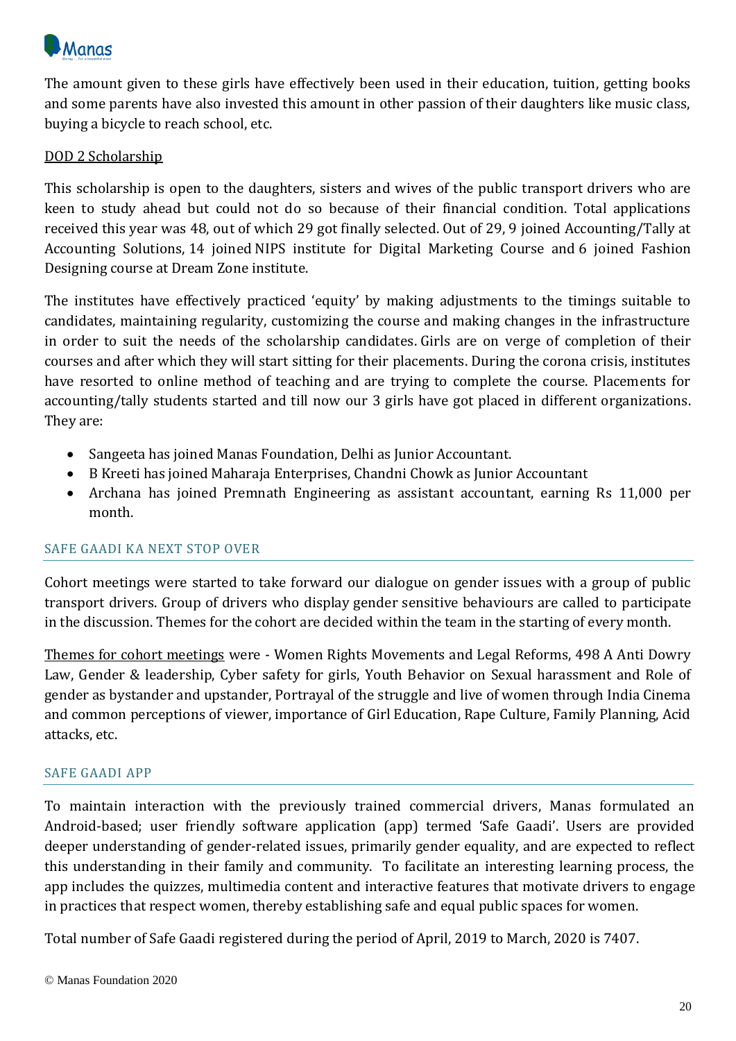The amount given to these girls have effectively been used in their education, tuition, getting books and some parents have also invested this amount in other passion of their daughters like music class, buying a bicycle to reach school, etc.

DOD 2 Scholarship

This scholarship is open to the daughters, sisters and wives of the public transport drivers who are keen to study ahead but could not do so because of their financial condition. Total applications received this year was 48, out of which 29 got finally selected. Out of 29, 9 joined Accounting/Tally at Accounting Solutions, 14 joined NIPS institute for Digital Marketing Course and 6 joined Fashion Designing course at Dream Zone institute.

The institutes have effectively practiced 'equity' by making adjustments to the timings suitable to candidates, maintaining regularity, customizing the course and making changes in the infrastructure in order to suit the needs of the scholarship candidates. Girls are on verge of completion of their courses and after which they will start sitting for their placements. During the corona crisis, institutes have resorted to online method of teaching and are trying to complete the course. Placements for accounting/tally students started and till now our 3 girls have got placed in different organizations. They are:

- Sangeeta has joined Manas Foundation, Delhi as Junior Accountant.
- B Kreeti has joined Maharaja Enterprises, Chandni Chowk as Junior Accountant
- Archana has joined Premnath Engineering as assistant accountant, earning Rs 11,000 per month.

## SAFE GAADI KA NEXT STOP OVER

Cohort meetings were started to take forward our dialogue on gender issues with a group of public transport drivers. Group of drivers who display gender sensitive behaviours are called to participate in the discussion. Themes for the cohort are decided within the team in the starting of every month.

Themes for cohort meetings were - Women Rights Movements and Legal Reforms, 498 A Anti Dowry Law, Gender & leadership, Cyber safety for girls, Youth Behavior on Sexual harassment and Role of gender as bystander and upstander, Portrayal of the struggle and live of women through India Cinema and common perceptions of viewer, importance of Girl Education, Rape Culture, Family Planning, Acid attacks, etc.

## SAFE GAADI APP

To maintain interaction with the previously trained commercial drivers, Manas formulated an Android-based; user friendly software application (app) termed 'Safe Gaadi'. Users are provided deeper understanding of gender-related issues, primarily gender equality, and are expected to reflect this understanding in their family and community. To facilitate an interesting learning process, the app includes the quizzes, multimedia content and interactive features that motivate drivers to engage in practices that respect women, thereby establishing safe and equal public spaces for women.

Total number of Safe Gaadi registered during the period of April, 2019 to March, 2020 is 7407.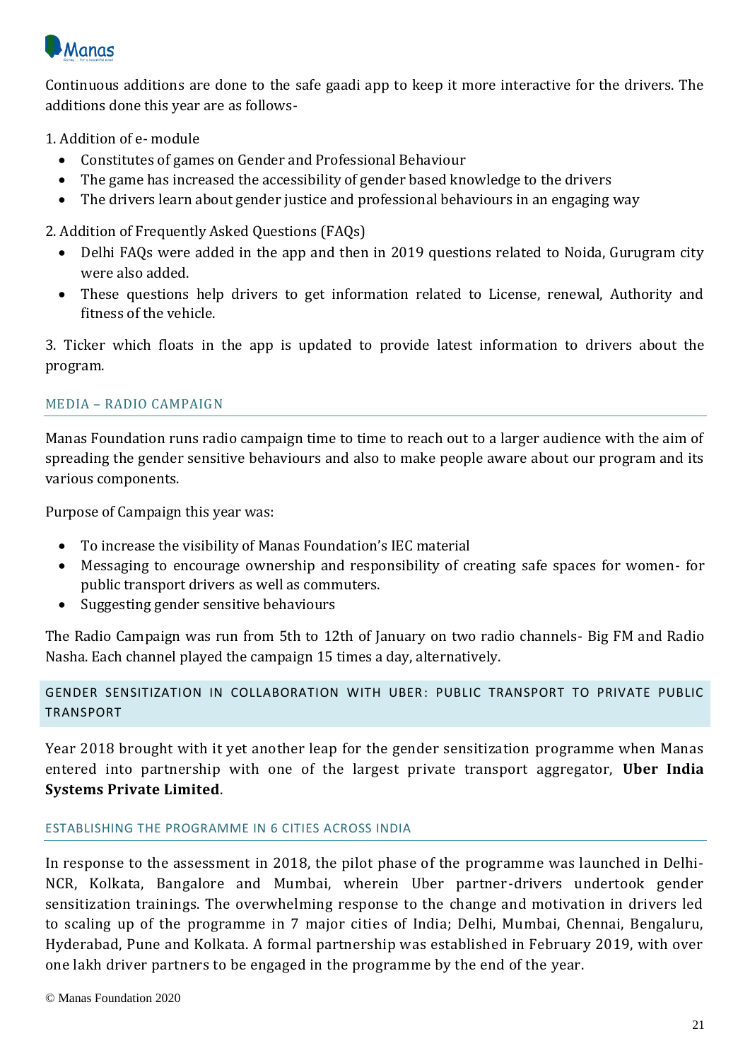Continuous additions are done to the safe gaadi app to keep it more interactive for the drivers. The additions done this year are as follows-

1. Addition of e- module
   - Constitutes of games on Gender and Professional Behaviour
   - The game has increased the accessibility of gender based knowledge to the drivers
   - The drivers learn about gender justice and professional behaviours in an engaging way

2. Addition of Frequently Asked Questions (FAQs)
   - Delhi FAQs were added in the app and then in 2019 questions related to Noida, Gurugram city were also added.
   - These questions help drivers to get information related to License, renewal, Authority and fitness of the vehicle.

3. Ticker which floats in the app is updated to provide latest information to drivers about the program.

### MEDIA – RADIO CAMPAIGN

Manas Foundation runs radio campaign time to time to reach out to a larger audience with the aim of spreading the gender sensitive behaviours and also to make people aware about our program and its various components.

Purpose of Campaign this year was:

- To increase the visibility of Manas Foundation's IEC material
- Messaging to encourage ownership and responsibility of creating safe spaces for women- for public transport drivers as well as commuters.
- Suggesting gender sensitive behaviours

The Radio Campaign was run from 5th to 12th of January on two radio channels- Big FM and Radio Nasha. Each channel played the campaign 15 times a day, alternatively.

## GENDER SENSITIZATION IN COLLABORATION WITH UBER: PUBLIC TRANSPORT TO PRIVATE PUBLIC TRANSPORT

Year 2018 brought with it yet another leap for the gender sensitization programme when Manas entered into partnership with one of the largest private transport aggregator, **Uber India Systems Private Limited**.

### ESTABLISHING THE PROGRAMME IN 6 CITIES ACROSS INDIA

In response to the assessment in 2018, the pilot phase of the programme was launched in Delhi-NCR, Kolkata, Bangalore and Mumbai, wherein Uber partner-drivers undertook gender sensitization trainings. The overwhelming response to the change and motivation in drivers led to scaling up of the programme in 7 major cities of India; Delhi, Mumbai, Chennai, Bengaluru, Hyderabad, Pune and Kolkata. A formal partnership was established in February 2019, with over one lakh driver partners to be engaged in the programme by the end of the year.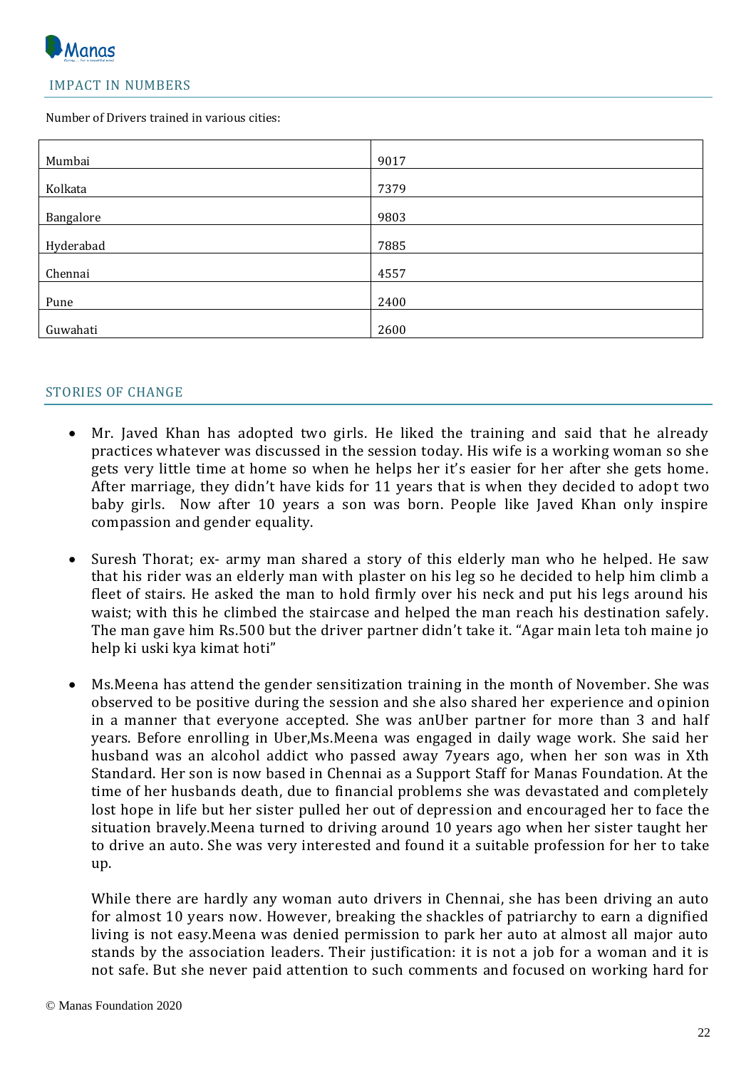## IMPACT IN NUMBERS

Number of Drivers trained in various cities:

| | |
|---|---|
| Mumbai | 9017 |
| Kolkata | 7379 |
| Bangalore | 9803 |
| Hyderabad | 7885 |
| Chennai | 4557 |
| Pune | 2400 |
| Guwahati | 2600 |

## STORIES OF CHANGE

- Mr. Javed Khan has adopted two girls. He liked the training and said that he already practices whatever was discussed in the session today. His wife is a working woman so she gets very little time at home so when he helps her it's easier for her after she gets home. After marriage, they didn't have kids for 11 years that is when they decided to adopt two baby girls. Now after 10 years a son was born. People like Javed Khan only inspire compassion and gender equality.

- Suresh Thorat; ex- army man shared a story of this elderly man who he helped. He saw that his rider was an elderly man with plaster on his leg so he decided to help him climb a fleet of stairs. He asked the man to hold firmly over his neck and put his legs around his waist; with this he climbed the staircase and helped the man reach his destination safely. The man gave him Rs.500 but the driver partner didn't take it. "Agar main leta toh maine jo help ki uski kya kimat hoti"

- Ms.Meena has attend the gender sensitization training in the month of November. She was observed to be positive during the session and she also shared her experience and opinion in a manner that everyone accepted. She was anUber partner for more than 3 and half years. Before enrolling in Uber,Ms.Meena was engaged in daily wage work. She said her husband was an alcohol addict who passed away 7years ago, when her son was in Xth Standard. Her son is now based in Chennai as a Support Staff for Manas Foundation. At the time of her husbands death, due to financial problems she was devastated and completely lost hope in life but her sister pulled her out of depression and encouraged her to face the situation bravely.Meena turned to driving around 10 years ago when her sister taught her to drive an auto. She was very interested and found it a suitable profession for her to take up.

  While there are hardly any woman auto drivers in Chennai, she has been driving an auto for almost 10 years now. However, breaking the shackles of patriarchy to earn a dignified living is not easy.Meena was denied permission to park her auto at almost all major auto stands by the association leaders. Their justification: it is not a job for a woman and it is not safe. But she never paid attention to such comments and focused on working hard for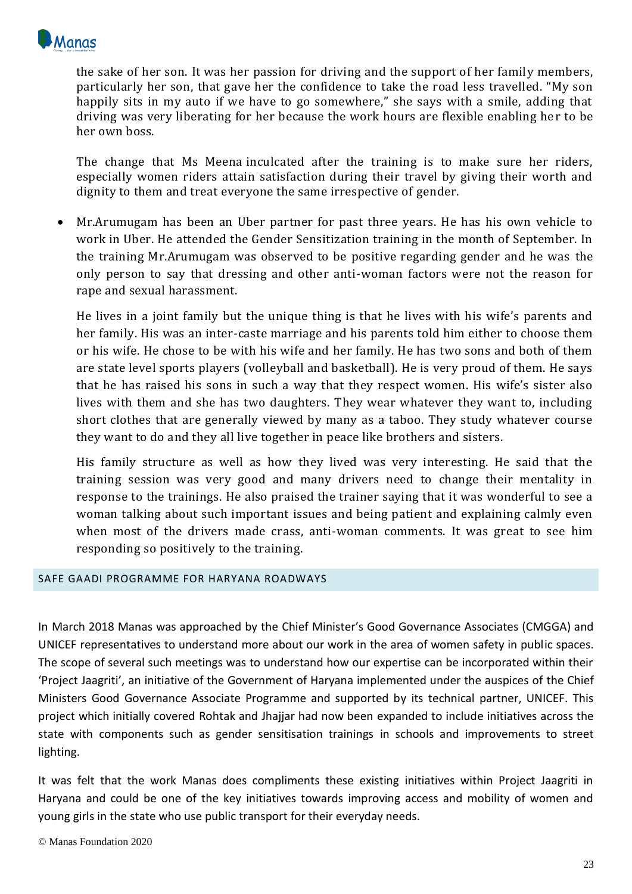the sake of her son. It was her passion for driving and the support of her family members, particularly her son, that gave her the confidence to take the road less travelled. "My son happily sits in my auto if we have to go somewhere," she says with a smile, adding that driving was very liberating for her because the work hours are flexible enabling her to be her own boss.

The change that Ms Meena inculcated after the training is to make sure her riders, especially women riders attain satisfaction during their travel by giving their worth and dignity to them and treat everyone the same irrespective of gender.

- Mr.Arumugam has been an Uber partner for past three years. He has his own vehicle to work in Uber. He attended the Gender Sensitization training in the month of September. In the training Mr.Arumugam was observed to be positive regarding gender and he was the only person to say that dressing and other anti-woman factors were not the reason for rape and sexual harassment.

  He lives in a joint family but the unique thing is that he lives with his wife's parents and her family. His was an inter-caste marriage and his parents told him either to choose them or his wife. He chose to be with his wife and her family. He has two sons and both of them are state level sports players (volleyball and basketball). He is very proud of them. He says that he has raised his sons in such a way that they respect women. His wife's sister also lives with them and she has two daughters. They wear whatever they want to, including short clothes that are generally viewed by many as a taboo. They study whatever course they want to do and they all live together in peace like brothers and sisters.

  His family structure as well as how they lived was very interesting. He said that the training session was very good and many drivers need to change their mentality in response to the trainings. He also praised the trainer saying that it was wonderful to see a woman talking about such important issues and being patient and explaining calmly even when most of the drivers made crass, anti-woman comments. It was great to see him responding so positively to the training.

## SAFE GAADI PROGRAMME FOR HARYANA ROADWAYS

In March 2018 Manas was approached by the Chief Minister's Good Governance Associates (CMGGA) and UNICEF representatives to understand more about our work in the area of women safety in public spaces. The scope of several such meetings was to understand how our expertise can be incorporated within their 'Project Jaagriti', an initiative of the Government of Haryana implemented under the auspices of the Chief Ministers Good Governance Associate Programme and supported by its technical partner, UNICEF. This project which initially covered Rohtak and Jhajjar had now been expanded to include initiatives across the state with components such as gender sensitisation trainings in schools and improvements to street lighting.

It was felt that the work Manas does compliments these existing initiatives within Project Jaagriti in Haryana and could be one of the key initiatives towards improving access and mobility of women and young girls in the state who use public transport for their everyday needs.

© Manas Foundation 2020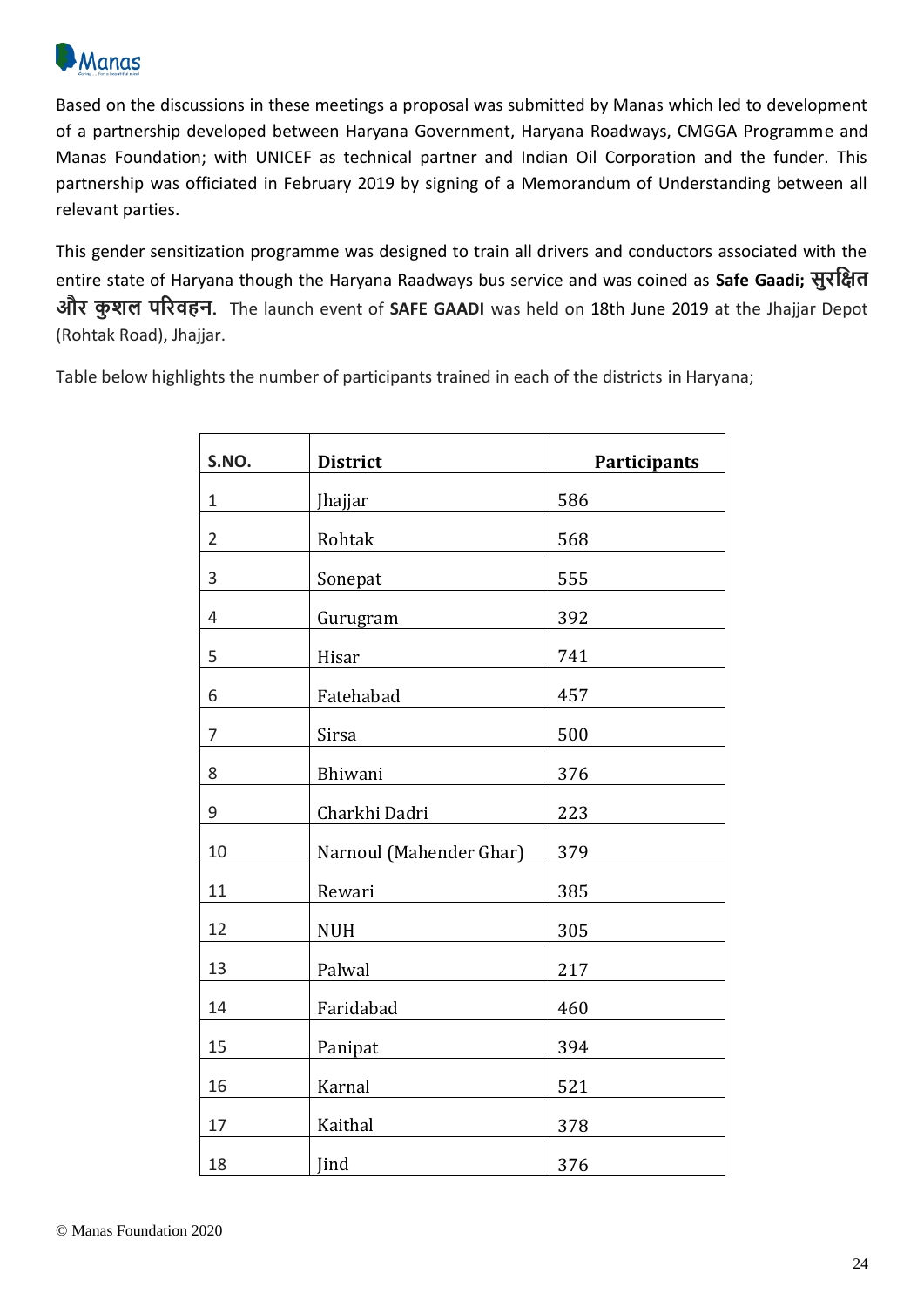Based on the discussions in these meetings a proposal was submitted by Manas which led to development of a partnership developed between Haryana Government, Haryana Roadways, CMGGA Programme and Manas Foundation; with UNICEF as technical partner and Indian Oil Corporation and the funder. This partnership was officiated in February 2019 by signing of a Memorandum of Understanding between all relevant parties.

This gender sensitization programme was designed to train all drivers and conductors associated with the entire state of Haryana though the Haryana Raadways bus service and was coined as **Safe Gaadi; सुरक्षित और कुशल परिवहन**. The launch event of **SAFE GAADI** was held on 18th June 2019 at the Jhajjar Depot (Rohtak Road), Jhajjar.

Table below highlights the number of participants trained in each of the districts in Haryana;

| S.NO. | District | Participants |
|---|---|---|
| 1 | Jhajjar | 586 |
| 2 | Rohtak | 568 |
| 3 | Sonepat | 555 |
| 4 | Gurugram | 392 |
| 5 | Hisar | 741 |
| 6 | Fatehabad | 457 |
| 7 | Sirsa | 500 |
| 8 | Bhiwani | 376 |
| 9 | Charkhi Dadri | 223 |
| 10 | Narnoul (Mahender Ghar) | 379 |
| 11 | Rewari | 385 |
| 12 | NUH | 305 |
| 13 | Palwal | 217 |
| 14 | Faridabad | 460 |
| 15 | Panipat | 394 |
| 16 | Karnal | 521 |
| 17 | Kaithal | 378 |
| 18 | Jind | 376 |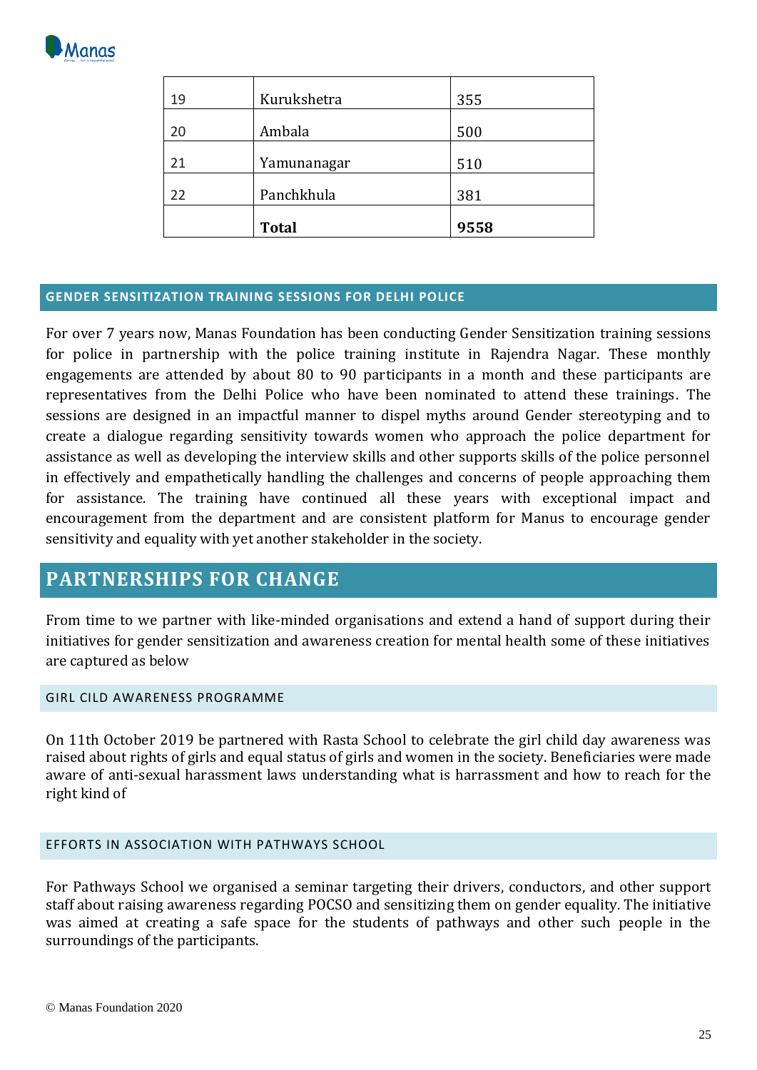| | | |
|---|---|---|
| 19 | Kurukshetra | 355 |
| 20 | Ambala | 500 |
| 21 | Yamunanagar | 510 |
| 22 | Panchkhula | 381 |
| | **Total** | **9558** |

### GENDER SENSITIZATION TRAINING SESSIONS FOR DELHI POLICE

For over 7 years now, Manas Foundation has been conducting Gender Sensitization training sessions for police in partnership with the police training institute in Rajendra Nagar. These monthly engagements are attended by about 80 to 90 participants in a month and these participants are representatives from the Delhi Police who have been nominated to attend these trainings. The sessions are designed in an impactful manner to dispel myths around Gender stereotyping and to create a dialogue regarding sensitivity towards women who approach the police department for assistance as well as developing the interview skills and other supports skills of the police personnel in effectively and empathetically handling the challenges and concerns of people approaching them for assistance. The training have continued all these years with exceptional impact and encouragement from the department and are consistent platform for Manus to encourage gender sensitivity and equality with yet another stakeholder in the society.

## PARTNERSHIPS FOR CHANGE

From time to we partner with like-minded organisations and extend a hand of support during their initiatives for gender sensitization and awareness creation for mental health some of these initiatives are captured as below

#### GIRL CILD AWARENESS PROGRAMME

On 11th October 2019 be partnered with Rasta School to celebrate the girl child day awareness was raised about rights of girls and equal status of girls and women in the society. Beneficiaries were made aware of anti-sexual harassment laws understanding what is harrassment and how to reach for the right kind of

#### EFFORTS IN ASSOCIATION WITH PATHWAYS SCHOOL

For Pathways School we organised a seminar targeting their drivers, conductors, and other support staff about raising awareness regarding POCSO and sensitizing them on gender equality. The initiative was aimed at creating a safe space for the students of pathways and other such people in the surroundings of the participants.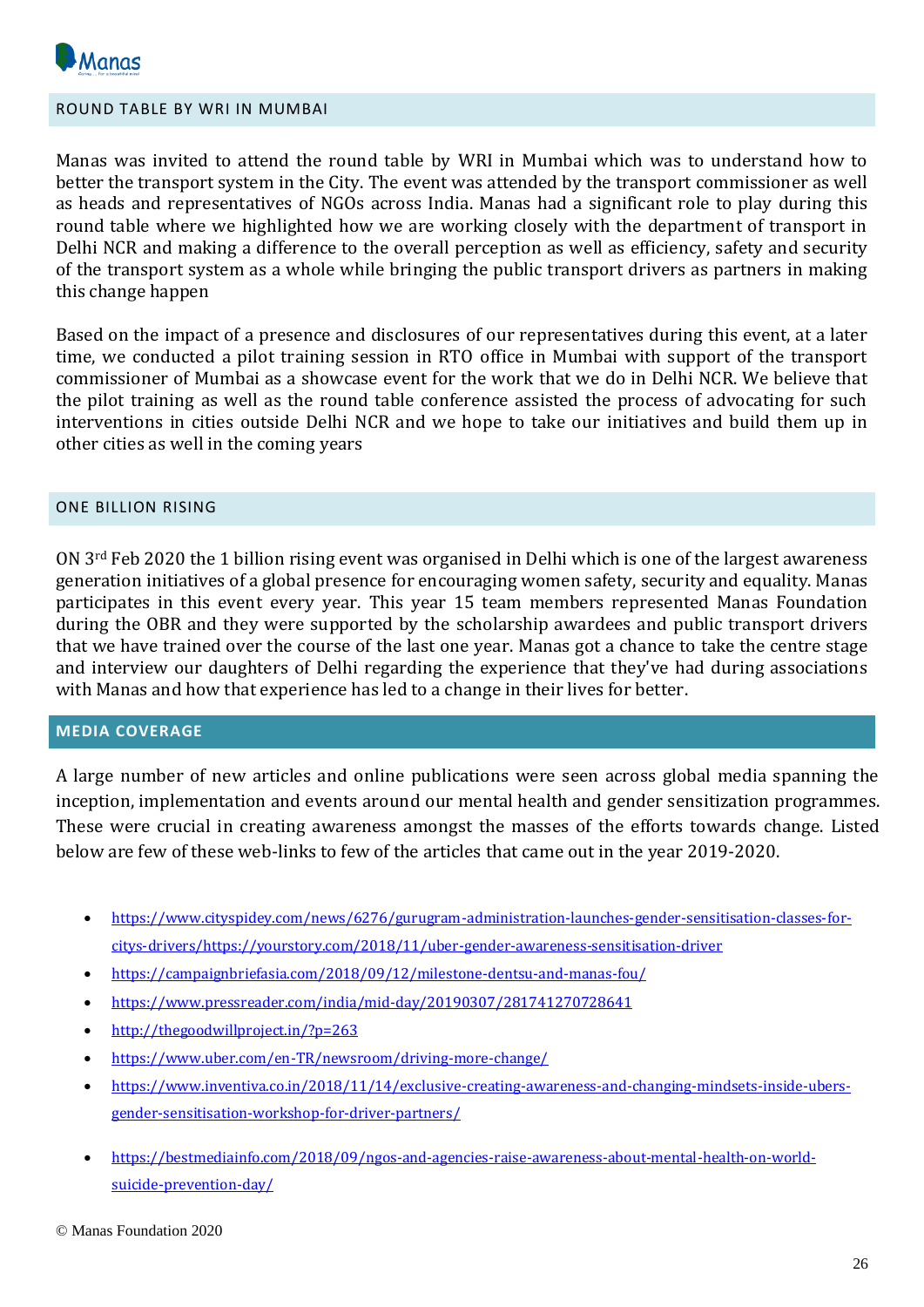## ROUND TABLE BY WRI IN MUMBAI

Manas was invited to attend the round table by WRI in Mumbai which was to understand how to better the transport system in the City. The event was attended by the transport commissioner as well as heads and representatives of NGOs across India. Manas had a significant role to play during this round table where we highlighted how we are working closely with the department of transport in Delhi NCR and making a difference to the overall perception as well as efficiency, safety and security of the transport system as a whole while bringing the public transport drivers as partners in making this change happen

Based on the impact of a presence and disclosures of our representatives during this event, at a later time, we conducted a pilot training session in RTO office in Mumbai with support of the transport commissioner of Mumbai as a showcase event for the work that we do in Delhi NCR. We believe that the pilot training as well as the round table conference assisted the process of advocating for such interventions in cities outside Delhi NCR and we hope to take our initiatives and build them up in other cities as well in the coming years

## ONE BILLION RISING

ON 3rd Feb 2020 the 1 billion rising event was organised in Delhi which is one of the largest awareness generation initiatives of a global presence for encouraging women safety, security and equality. Manas participates in this event every year. This year 15 team members represented Manas Foundation during the OBR and they were supported by the scholarship awardees and public transport drivers that we have trained over the course of the last one year. Manas got a chance to take the centre stage and interview our daughters of Delhi regarding the experience that they've had during associations with Manas and how that experience has led to a change in their lives for better.

## MEDIA COVERAGE

A large number of new articles and online publications were seen across global media spanning the inception, implementation and events around our mental health and gender sensitization programmes. These were crucial in creating awareness amongst the masses of the efforts towards change. Listed below are few of these web-links to few of the articles that came out in the year 2019-2020.

- https://www.cityspidey.com/news/6276/gurugram-administration-launches-gender-sensitisation-classes-for-citys-drivers/https://yourstory.com/2018/11/uber-gender-awareness-sensitisation-driver
- https://campaignbriefasia.com/2018/09/12/milestone-dentsu-and-manas-fou/
- https://www.pressreader.com/india/mid-day/20190307/281741270728641
- http://thegoodwillproject.in/?p=263
- https://www.uber.com/en-TR/newsroom/driving-more-change/
- https://www.inventiva.co.in/2018/11/14/exclusive-creating-awareness-and-changing-mindsets-inside-ubers-gender-sensitisation-workshop-for-driver-partners/
- https://bestmediainfo.com/2018/09/ngos-and-agencies-raise-awareness-about-mental-health-on-world-suicide-prevention-day/

© Manas Foundation 2020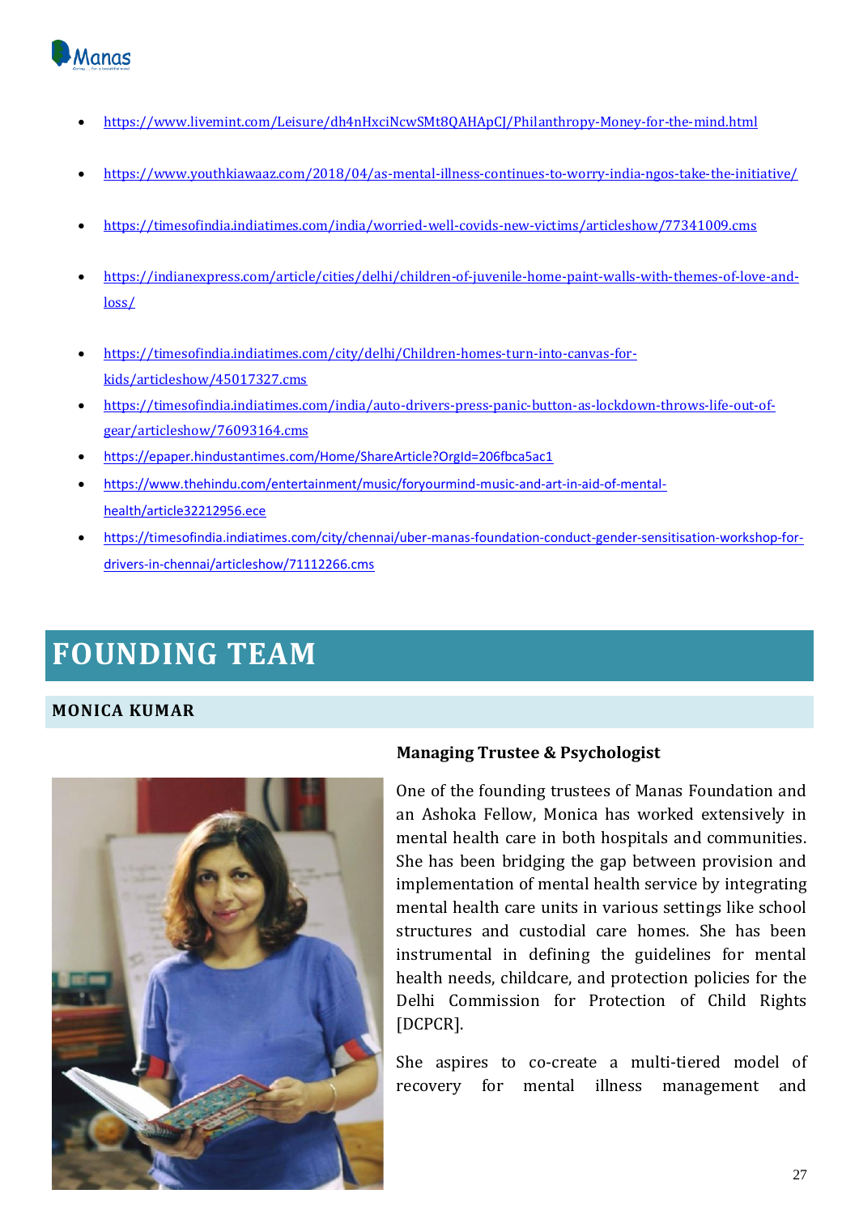- https://www.livemint.com/Leisure/dh4nHxciNcwSMt8QAHApCJ/Philanthropy-Money-for-the-mind.html
- https://www.youthkiawaaz.com/2018/04/as-mental-illness-continues-to-worry-india-ngos-take-the-initiative/
- https://timesofindia.indiatimes.com/india/worried-well-covids-new-victims/articleshow/77341009.cms
- https://indianexpress.com/article/cities/delhi/children-of-juvenile-home-paint-walls-with-themes-of-love-and-loss/
- https://timesofindia.indiatimes.com/city/delhi/Children-homes-turn-into-canvas-for-kids/articleshow/45017327.cms
- https://timesofindia.indiatimes.com/india/auto-drivers-press-panic-button-as-lockdown-throws-life-out-of-gear/articleshow/76093164.cms
- https://epaper.hindustantimes.com/Home/ShareArticle?OrgId=206fbca5ac1
- https://www.thehindu.com/entertainment/music/foryourmind-music-and-art-in-aid-of-mental-health/article32212956.ece
- https://timesofindia.indiatimes.com/city/chennai/uber-manas-foundation-conduct-gender-sensitisation-workshop-for-drivers-in-chennai/articleshow/71112266.cms

# FOUNDING TEAM

## MONICA KUMAR

**Managing Trustee & Psychologist**

One of the founding trustees of Manas Foundation and an Ashoka Fellow, Monica has worked extensively in mental health care in both hospitals and communities. She has been bridging the gap between provision and implementation of mental health service by integrating mental health care units in various settings like school structures and custodial care homes. She has been instrumental in defining the guidelines for mental health needs, childcare, and protection policies for the Delhi Commission for Protection of Child Rights [DCPCR].

She aspires to co-create a multi-tiered model of recovery for mental illness management and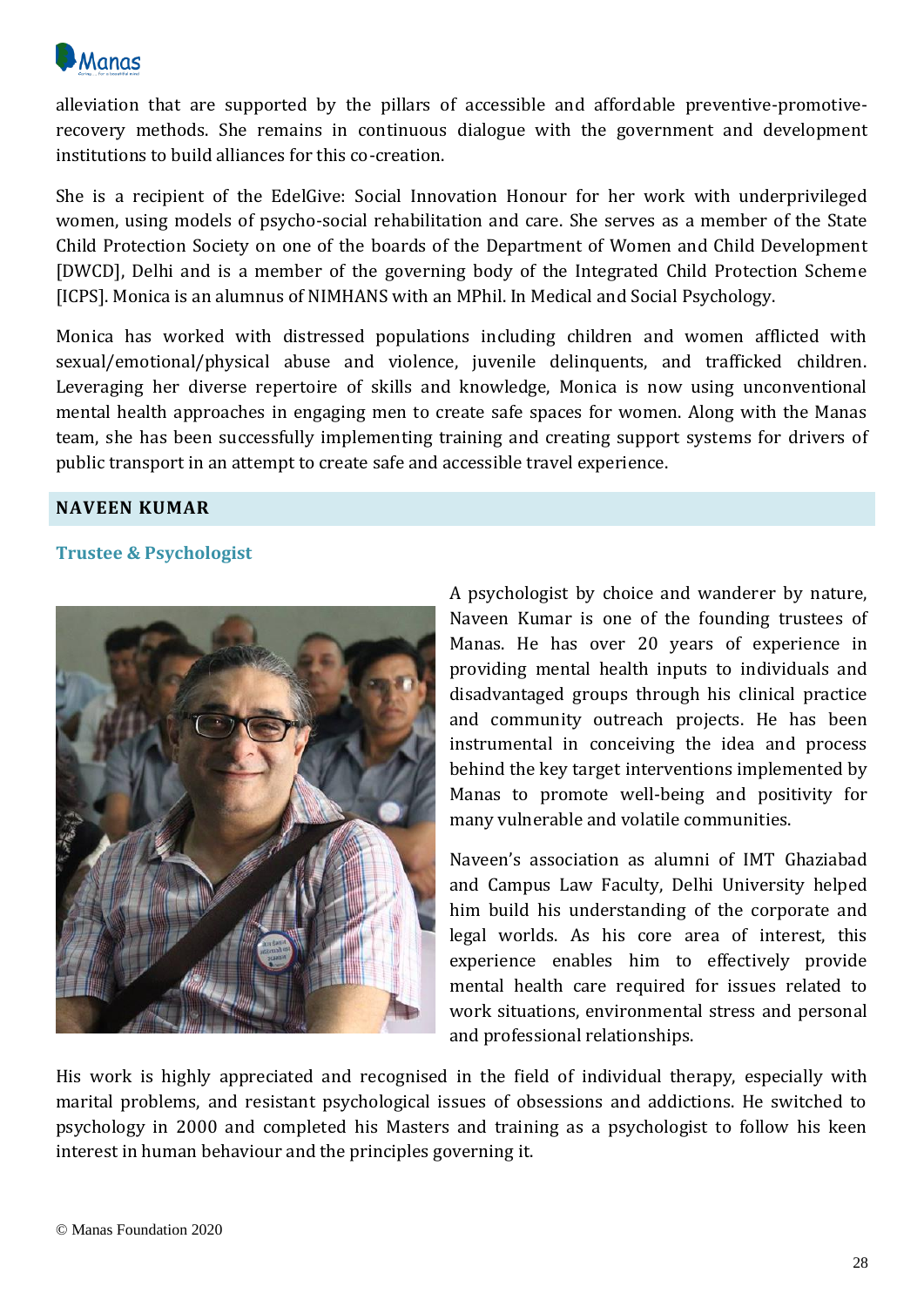alleviation that are supported by the pillars of accessible and affordable preventive-promotive-recovery methods. She remains in continuous dialogue with the government and development institutions to build alliances for this co-creation.

She is a recipient of the EdelGive: Social Innovation Honour for her work with underprivileged women, using models of psycho-social rehabilitation and care. She serves as a member of the State Child Protection Society on one of the boards of the Department of Women and Child Development [DWCD], Delhi and is a member of the governing body of the Integrated Child Protection Scheme [ICPS]. Monica is an alumnus of NIMHANS with an MPhil. In Medical and Social Psychology.

Monica has worked with distressed populations including children and women afflicted with sexual/emotional/physical abuse and violence, juvenile delinquents, and trafficked children. Leveraging her diverse repertoire of skills and knowledge, Monica is now using unconventional mental health approaches in engaging men to create safe spaces for women. Along with the Manas team, she has been successfully implementing training and creating support systems for drivers of public transport in an attempt to create safe and accessible travel experience.

## NAVEEN KUMAR

### Trustee & Psychologist

A psychologist by choice and wanderer by nature, Naveen Kumar is one of the founding trustees of Manas. He has over 20 years of experience in providing mental health inputs to individuals and disadvantaged groups through his clinical practice and community outreach projects. He has been instrumental in conceiving the idea and process behind the key target interventions implemented by Manas to promote well-being and positivity for many vulnerable and volatile communities.

Naveen's association as alumni of IMT Ghaziabad and Campus Law Faculty, Delhi University helped him build his understanding of the corporate and legal worlds. As his core area of interest, this experience enables him to effectively provide mental health care required for issues related to work situations, environmental stress and personal and professional relationships.

His work is highly appreciated and recognised in the field of individual therapy, especially with marital problems, and resistant psychological issues of obsessions and addictions. He switched to psychology in 2000 and completed his Masters and training as a psychologist to follow his keen interest in human behaviour and the principles governing it.

© Manas Foundation 2020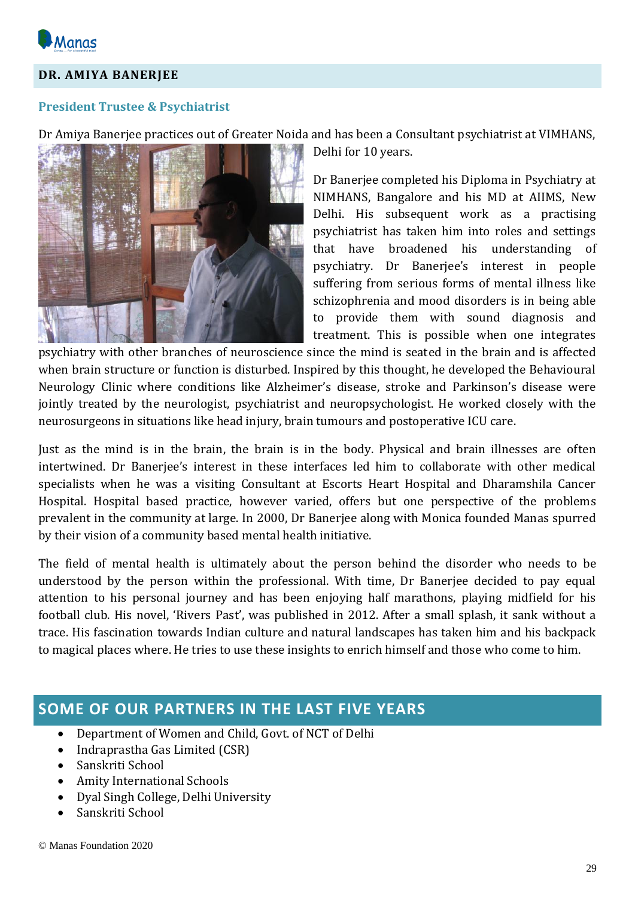## DR. AMIYA BANERJEE

### President Trustee & Psychiatrist

Dr Amiya Banerjee practices out of Greater Noida and has been a Consultant psychiatrist at VIMHANS, Delhi for 10 years.

Dr Banerjee completed his Diploma in Psychiatry at NIMHANS, Bangalore and his MD at AIIMS, New Delhi. His subsequent work as a practising psychiatrist has taken him into roles and settings that have broadened his understanding of psychiatry. Dr Banerjee's interest in people suffering from serious forms of mental illness like schizophrenia and mood disorders is in being able to provide them with sound diagnosis and treatment. This is possible when one integrates psychiatry with other branches of neuroscience since the mind is seated in the brain and is affected when brain structure or function is disturbed. Inspired by this thought, he developed the Behavioural Neurology Clinic where conditions like Alzheimer's disease, stroke and Parkinson's disease were jointly treated by the neurologist, psychiatrist and neuropsychologist. He worked closely with the neurosurgeons in situations like head injury, brain tumours and postoperative ICU care.

Just as the mind is in the brain, the brain is in the body. Physical and brain illnesses are often intertwined. Dr Banerjee's interest in these interfaces led him to collaborate with other medical specialists when he was a visiting Consultant at Escorts Heart Hospital and Dharamshila Cancer Hospital. Hospital based practice, however varied, offers but one perspective of the problems prevalent in the community at large. In 2000, Dr Banerjee along with Monica founded Manas spurred by their vision of a community based mental health initiative.

The field of mental health is ultimately about the person behind the disorder who needs to be understood by the person within the professional. With time, Dr Banerjee decided to pay equal attention to his personal journey and has been enjoying half marathons, playing midfield for his football club. His novel, 'Rivers Past', was published in 2012. After a small splash, it sank without a trace. His fascination towards Indian culture and natural landscapes has taken him and his backpack to magical places where. He tries to use these insights to enrich himself and those who come to him.

## SOME OF OUR PARTNERS IN THE LAST FIVE YEARS

- Department of Women and Child, Govt. of NCT of Delhi
- Indraprastha Gas Limited (CSR)
- Sanskriti School
- Amity International Schools
- Dyal Singh College, Delhi University
- Sanskriti School

© Manas Foundation 2020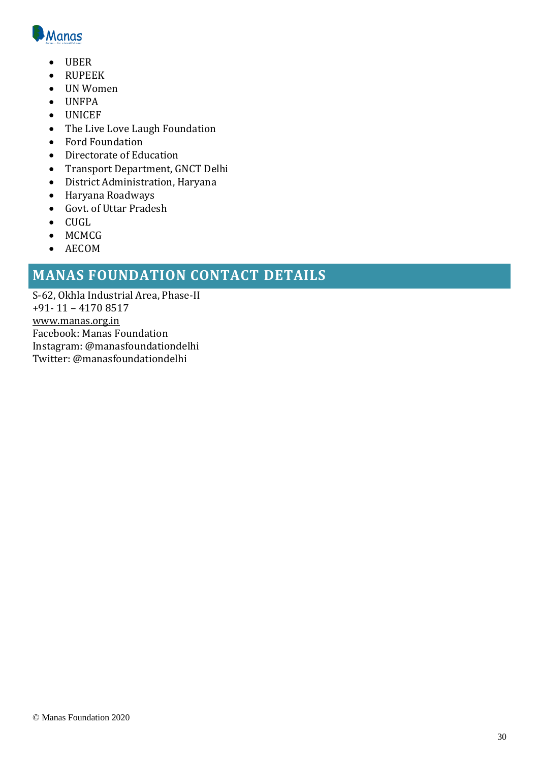- UBER
- RUPEEK
- UN Women
- UNFPA
- UNICEF
- The Live Love Laugh Foundation
- Ford Foundation
- Directorate of Education
- Transport Department, GNCT Delhi
- District Administration, Haryana
- Haryana Roadways
- Govt. of Uttar Pradesh
- CUGL
- MCMCG
- AECOM

## MANAS FOUNDATION CONTACT DETAILS

S-62, Okhla Industrial Area, Phase-II
+91- 11 – 4170 8517
www.manas.org.in
Facebook: Manas Foundation
Instagram: @manasfoundationdelhi
Twitter: @manasfoundationdelhi

© Manas Foundation 2020